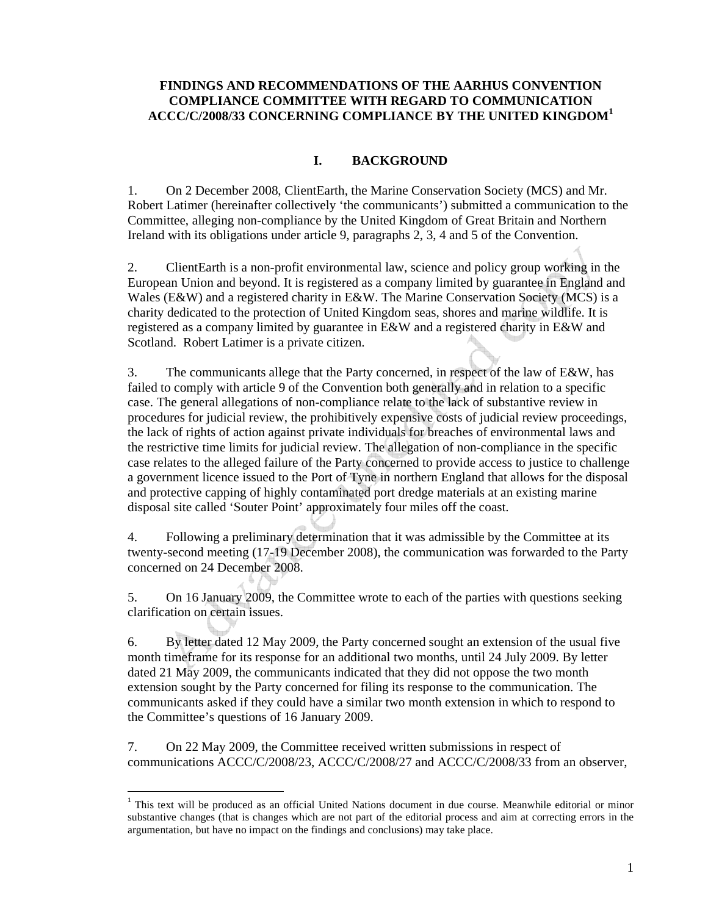# FINDINGS AND RECOMMENDATIONS OF THE AARHUS CONVENTION COMPLIANCE COMMITTEE WITH REGARD TO COMMUNICATION ACCC/C/2008/33 CONCERNING COMPLIANCE BY THE UNITED KINGDOM[1]

## I. BACKGROUND

1. On 2 December 2008, ClientEarth, the Marine Conservation Society (MCS) and Mr. Robert Latimer (hereinafter collectively 'the communicants') submitted a communication to the Committee, alleging non-compliance by the United Kingdom of Great Britain and Northern Ireland with its obligations under article 9, paragraphs 2, 3, 4 and 5 of the Convention.

2. ClientEarth is a non-profit environmental law, science and policy group working in the European Union and beyond. It is registered as a company limited by guarantee in England and Wales (E&W) and a registered charity in E&W. The Marine Conservation Society (MCS) is a charity dedicated to the protection of United Kingdom seas, shores and marine wildlife. It is registered as a company limited by guarantee in E&W and a registered charity in E&W and Scotland. Robert Latimer is a private citizen.

3. The communicants allege that the Party concerned, in respect of the law of E&W, has failed to comply with article 9 of the Convention both generally and in relation to a specific case. The general allegations of non-compliance relate to the lack of substantive review in procedures for judicial review, the prohibitively expensive costs of judicial review proceedings, the lack of rights of action against private individuals for breaches of environmental laws and the restrictive time limits for judicial review. The allegation of non-compliance in the specific case relates to the alleged failure of the Party concerned to provide access to justice to challenge a government licence issued to the Port of Tyne in northern England that allows for the disposal and protective capping of highly contaminated port dredge materials at an existing marine disposal site called 'Souter Point' approximately four miles off the coast.

4. Following a preliminary determination that it was admissible by the Committee at its twenty-second meeting (17-19 December 2008), the communication was forwarded to the Party concerned on 24 December 2008.

5. On 16 January 2009, the Committee wrote to each of the parties with questions seeking clarification on certain issues.

6. By letter dated 12 May 2009, the Party concerned sought an extension of the usual five month timeframe for its response for an additional two months, until 24 July 2009. By letter dated 21 May 2009, the communicants indicated that they did not oppose the two month extension sought by the Party concerned for filing its response to the communication. The communicants asked if they could have a similar two month extension in which to respond to the Committee's questions of 16 January 2009.

7. On 22 May 2009, the Committee received written submissions in respect of communications ACCC/C/2008/23, ACCC/C/2008/27 and ACCC/C/2008/33 from an observer,

---

[1] This text will be produced as an official United Nations document in due course. Meanwhile editorial or minor substantive changes (that is changes which are not part of the editorial process and aim at correcting errors in the argumentation, but have no impact on the findings and conclusions) may take place.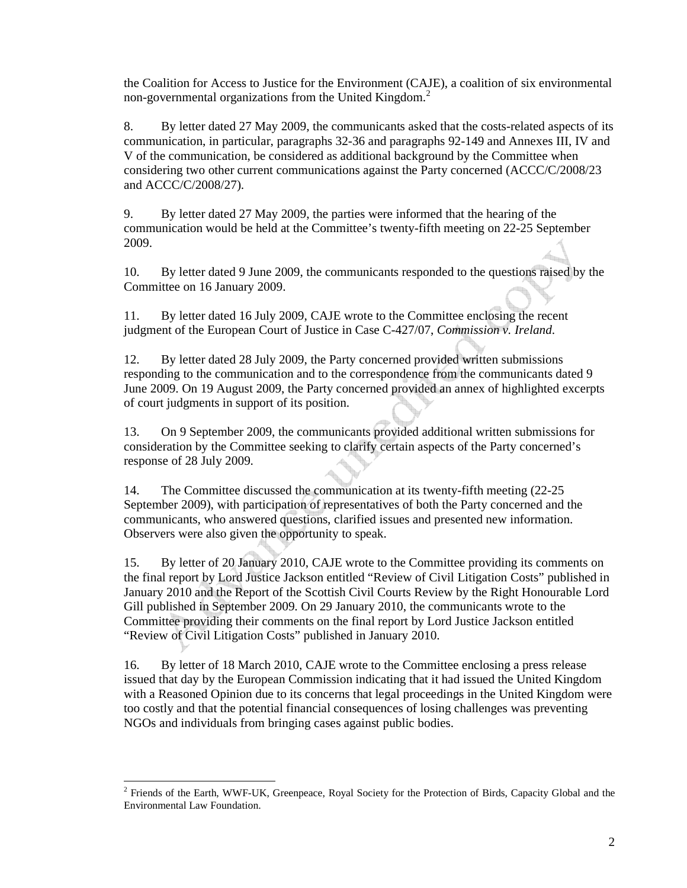the Coalition for Access to Justice for the Environment (CAJE), a coalition of six environmental non-governmental organizations from the United Kingdom.[2]

8. By letter dated 27 May 2009, the communicants asked that the costs-related aspects of its communication, in particular, paragraphs 32-36 and paragraphs 92-149 and Annexes III, IV and V of the communication, be considered as additional background by the Committee when considering two other current communications against the Party concerned (ACCC/C/2008/23 and ACCC/C/2008/27).

9. By letter dated 27 May 2009, the parties were informed that the hearing of the communication would be held at the Committee's twenty-fifth meeting on 22-25 September 2009.

10. By letter dated 9 June 2009, the communicants responded to the questions raised by the Committee on 16 January 2009.

11. By letter dated 16 July 2009, CAJE wrote to the Committee enclosing the recent judgment of the European Court of Justice in Case C-427/07, *Commission v. Ireland*.

12. By letter dated 28 July 2009, the Party concerned provided written submissions responding to the communication and to the correspondence from the communicants dated 9 June 2009. On 19 August 2009, the Party concerned provided an annex of highlighted excerpts of court judgments in support of its position.

13. On 9 September 2009, the communicants provided additional written submissions for consideration by the Committee seeking to clarify certain aspects of the Party concerned's response of 28 July 2009.

14. The Committee discussed the communication at its twenty-fifth meeting (22-25 September 2009), with participation of representatives of both the Party concerned and the communicants, who answered questions, clarified issues and presented new information. Observers were also given the opportunity to speak.

15. By letter of 20 January 2010, CAJE wrote to the Committee providing its comments on the final report by Lord Justice Jackson entitled "Review of Civil Litigation Costs" published in January 2010 and the Report of the Scottish Civil Courts Review by the Right Honourable Lord Gill published in September 2009. On 29 January 2010, the communicants wrote to the Committee providing their comments on the final report by Lord Justice Jackson entitled "Review of Civil Litigation Costs" published in January 2010.

16. By letter of 18 March 2010, CAJE wrote to the Committee enclosing a press release issued that day by the European Commission indicating that it had issued the United Kingdom with a Reasoned Opinion due to its concerns that legal proceedings in the United Kingdom were too costly and that the potential financial consequences of losing challenges was preventing NGOs and individuals from bringing cases against public bodies.

[2] Friends of the Earth, WWF-UK, Greenpeace, Royal Society for the Protection of Birds, Capacity Global and the Environmental Law Foundation.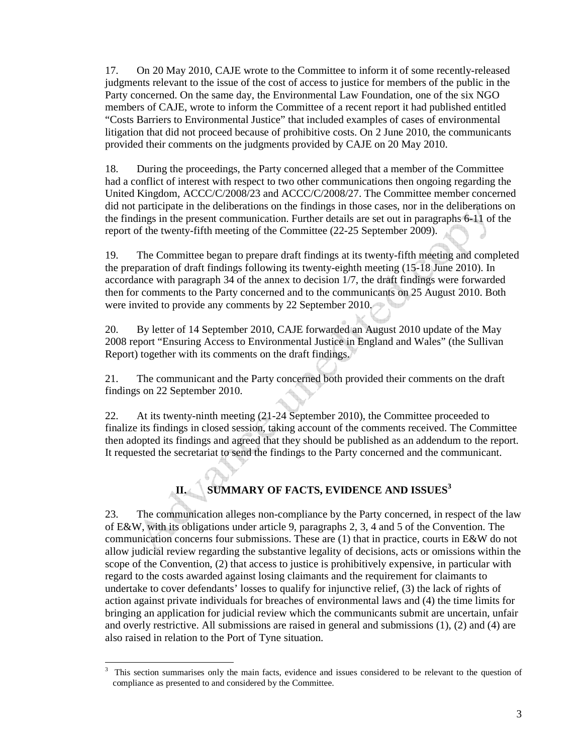17. On 20 May 2010, CAJE wrote to the Committee to inform it of some recently-released judgments relevant to the issue of the cost of access to justice for members of the public in the Party concerned. On the same day, the Environmental Law Foundation, one of the six NGO members of CAJE, wrote to inform the Committee of a recent report it had published entitled "Costs Barriers to Environmental Justice" that included examples of cases of environmental litigation that did not proceed because of prohibitive costs. On 2 June 2010, the communicants provided their comments on the judgments provided by CAJE on 20 May 2010.

18. During the proceedings, the Party concerned alleged that a member of the Committee had a conflict of interest with respect to two other communications then ongoing regarding the United Kingdom, ACCC/C/2008/23 and ACCC/C/2008/27. The Committee member concerned did not participate in the deliberations on the findings in those cases, nor in the deliberations on the findings in the present communication. Further details are set out in paragraphs 6-11 of the report of the twenty-fifth meeting of the Committee (22-25 September 2009).

19. The Committee began to prepare draft findings at its twenty-fifth meeting and completed the preparation of draft findings following its twenty-eighth meeting (15-18 June 2010). In accordance with paragraph 34 of the annex to decision 1/7, the draft findings were forwarded then for comments to the Party concerned and to the communicants on 25 August 2010. Both were invited to provide any comments by 22 September 2010.

20. By letter of 14 September 2010, CAJE forwarded an August 2010 update of the May 2008 report "Ensuring Access to Environmental Justice in England and Wales" (the Sullivan Report) together with its comments on the draft findings.

21. The communicant and the Party concerned both provided their comments on the draft findings on 22 September 2010.

22. At its twenty-ninth meeting (21-24 September 2010), the Committee proceeded to finalize its findings in closed session, taking account of the comments received. The Committee then adopted its findings and agreed that they should be published as an addendum to the report. It requested the secretariat to send the findings to the Party concerned and the communicant.

## II. SUMMARY OF FACTS, EVIDENCE AND ISSUES[3]

23. The communication alleges non-compliance by the Party concerned, in respect of the law of E&W, with its obligations under article 9, paragraphs 2, 3, 4 and 5 of the Convention. The communication concerns four submissions. These are (1) that in practice, courts in E&W do not allow judicial review regarding the substantive legality of decisions, acts or omissions within the scope of the Convention, (2) that access to justice is prohibitively expensive, in particular with regard to the costs awarded against losing claimants and the requirement for claimants to undertake to cover defendants' losses to qualify for injunctive relief, (3) the lack of rights of action against private individuals for breaches of environmental laws and (4) the time limits for bringing an application for judicial review which the communicants submit are uncertain, unfair and overly restrictive. All submissions are raised in general and submissions (1), (2) and (4) are also raised in relation to the Port of Tyne situation.

---

[3] This section summarises only the main facts, evidence and issues considered to be relevant to the question of compliance as presented to and considered by the Committee.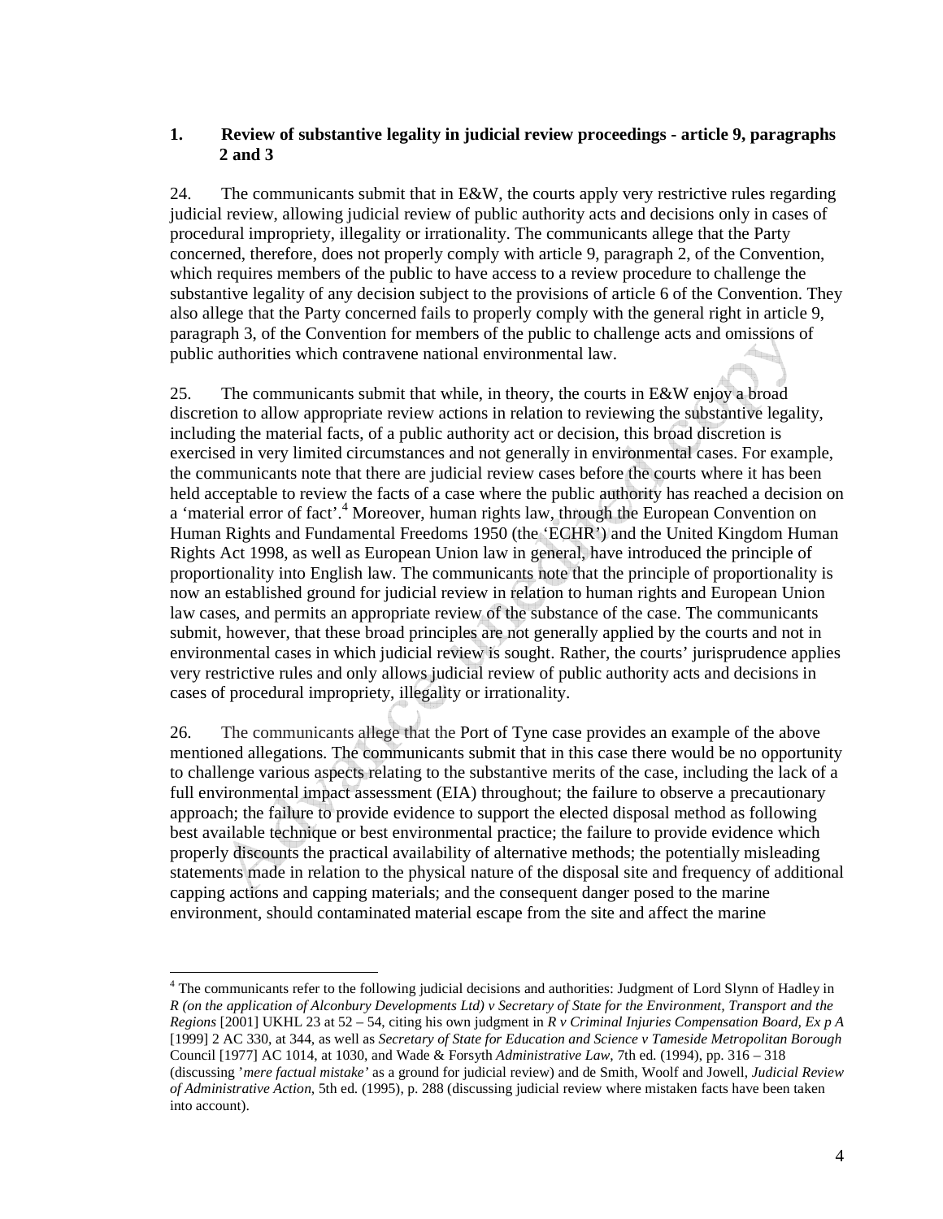### 1. Review of substantive legality in judicial review proceedings - article 9, paragraphs 2 and 3

24. The communicants submit that in E&W, the courts apply very restrictive rules regarding judicial review, allowing judicial review of public authority acts and decisions only in cases of procedural impropriety, illegality or irrationality. The communicants allege that the Party concerned, therefore, does not properly comply with article 9, paragraph 2, of the Convention, which requires members of the public to have access to a review procedure to challenge the substantive legality of any decision subject to the provisions of article 6 of the Convention. They also allege that the Party concerned fails to properly comply with the general right in article 9, paragraph 3, of the Convention for members of the public to challenge acts and omissions of public authorities which contravene national environmental law.

25. The communicants submit that while, in theory, the courts in E&W enjoy a broad discretion to allow appropriate review actions in relation to reviewing the substantive legality, including the material facts, of a public authority act or decision, this broad discretion is exercised in very limited circumstances and not generally in environmental cases. For example, the communicants note that there are judicial review cases before the courts where it has been held acceptable to review the facts of a case where the public authority has reached a decision on a 'material error of fact'.[4] Moreover, human rights law, through the European Convention on Human Rights and Fundamental Freedoms 1950 (the 'ECHR') and the United Kingdom Human Rights Act 1998, as well as European Union law in general, have introduced the principle of proportionality into English law. The communicants note that the principle of proportionality is now an established ground for judicial review in relation to human rights and European Union law cases, and permits an appropriate review of the substance of the case. The communicants submit, however, that these broad principles are not generally applied by the courts and not in environmental cases in which judicial review is sought. Rather, the courts' jurisprudence applies very restrictive rules and only allows judicial review of public authority acts and decisions in cases of procedural impropriety, illegality or irrationality.

26. The communicants allege that the Port of Tyne case provides an example of the above mentioned allegations. The communicants submit that in this case there would be no opportunity to challenge various aspects relating to the substantive merits of the case, including the lack of a full environmental impact assessment (EIA) throughout; the failure to observe a precautionary approach; the failure to provide evidence to support the elected disposal method as following best available technique or best environmental practice; the failure to provide evidence which properly discounts the practical availability of alternative methods; the potentially misleading statements made in relation to the physical nature of the disposal site and frequency of additional capping actions and capping materials; and the consequent danger posed to the marine environment, should contaminated material escape from the site and affect the marine

---

[4] The communicants refer to the following judicial decisions and authorities: Judgment of Lord Slynn of Hadley in *R (on the application of Alconbury Developments Ltd) v Secretary of State for the Environment, Transport and the Regions* [2001] UKHL 23 at 52 – 54, citing his own judgment in *R v Criminal Injuries Compensation Board, Ex p A* [1999] 2 AC 330, at 344, as well as *Secretary of State for Education and Science v Tameside Metropolitan Borough* Council [1977] AC 1014, at 1030, and Wade & Forsyth *Administrative Law*, 7th ed. (1994), pp. 316 – 318 (discussing '*mere factual mistake'* as a ground for judicial review) and de Smith, Woolf and Jowell, *Judicial Review of Administrative Action*, 5th ed. (1995), p. 288 (discussing judicial review where mistaken facts have been taken into account).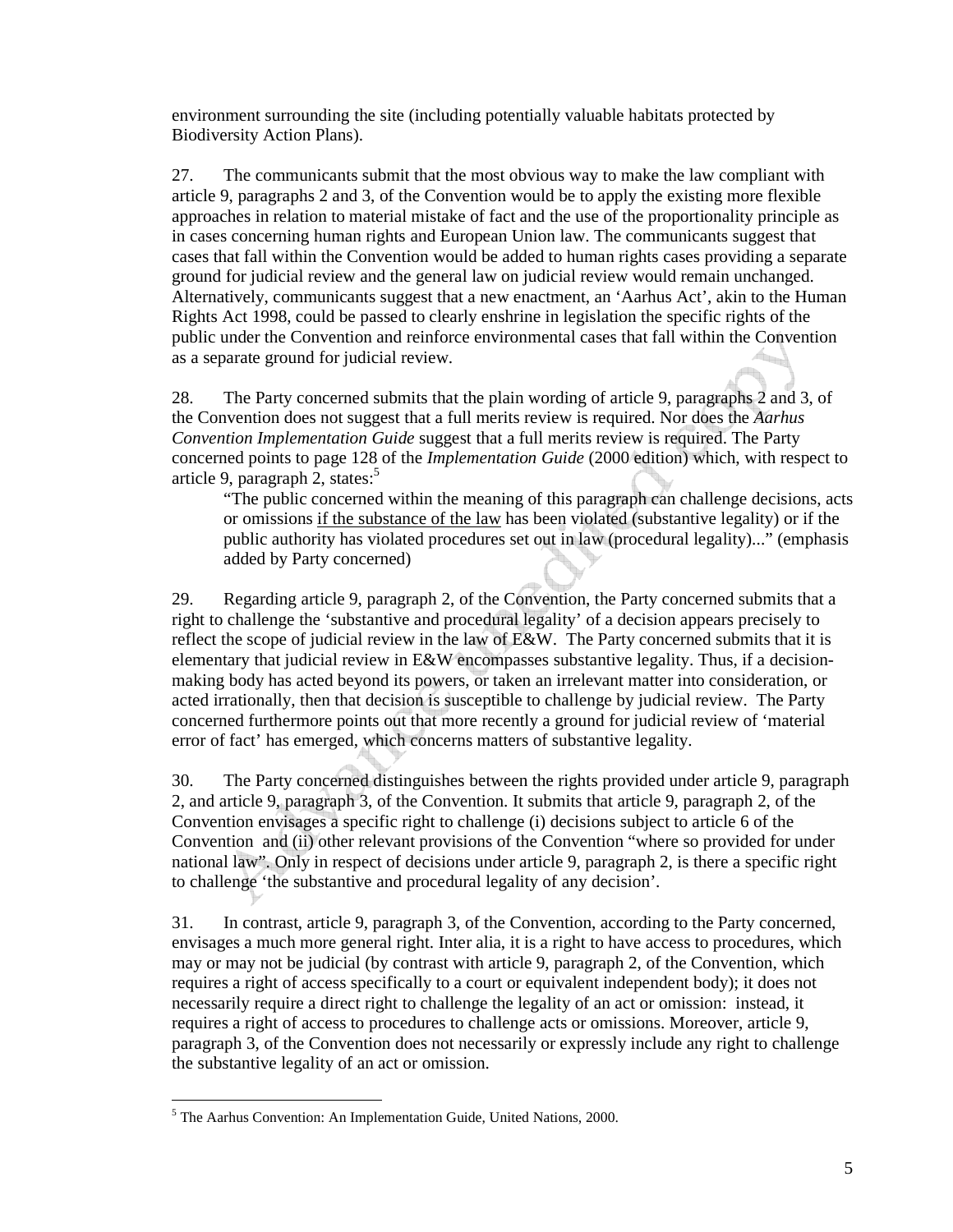environment surrounding the site (including potentially valuable habitats protected by Biodiversity Action Plans).

27. The communicants submit that the most obvious way to make the law compliant with article 9, paragraphs 2 and 3, of the Convention would be to apply the existing more flexible approaches in relation to material mistake of fact and the use of the proportionality principle as in cases concerning human rights and European Union law. The communicants suggest that cases that fall within the Convention would be added to human rights cases providing a separate ground for judicial review and the general law on judicial review would remain unchanged. Alternatively, communicants suggest that a new enactment, an 'Aarhus Act', akin to the Human Rights Act 1998, could be passed to clearly enshrine in legislation the specific rights of the public under the Convention and reinforce environmental cases that fall within the Convention as a separate ground for judicial review.

28. The Party concerned submits that the plain wording of article 9, paragraphs 2 and 3, of the Convention does not suggest that a full merits review is required. Nor does the *Aarhus Convention Implementation Guide* suggest that a full merits review is required. The Party concerned points to page 128 of the *Implementation Guide* (2000 edition) which, with respect to article 9, paragraph 2, states:[5]

> "The public concerned within the meaning of this paragraph can challenge decisions, acts or omissions <u>if the substance of the law</u> has been violated (substantive legality) or if the public authority has violated procedures set out in law (procedural legality)..." (emphasis added by Party concerned)

29. Regarding article 9, paragraph 2, of the Convention, the Party concerned submits that a right to challenge the 'substantive and procedural legality' of a decision appears precisely to reflect the scope of judicial review in the law of E&W. The Party concerned submits that it is elementary that judicial review in E&W encompasses substantive legality. Thus, if a decision-making body has acted beyond its powers, or taken an irrelevant matter into consideration, or acted irrationally, then that decision is susceptible to challenge by judicial review. The Party concerned furthermore points out that more recently a ground for judicial review of 'material error of fact' has emerged, which concerns matters of substantive legality.

30. The Party concerned distinguishes between the rights provided under article 9, paragraph 2, and article 9, paragraph 3, of the Convention. It submits that article 9, paragraph 2, of the Convention envisages a specific right to challenge (i) decisions subject to article 6 of the Convention and (ii) other relevant provisions of the Convention "where so provided for under national law". Only in respect of decisions under article 9, paragraph 2, is there a specific right to challenge 'the substantive and procedural legality of any decision'.

31. In contrast, article 9, paragraph 3, of the Convention, according to the Party concerned, envisages a much more general right. Inter alia, it is a right to have access to procedures, which may or may not be judicial (by contrast with article 9, paragraph 2, of the Convention, which requires a right of access specifically to a court or equivalent independent body); it does not necessarily require a direct right to challenge the legality of an act or omission: instead, it requires a right of access to procedures to challenge acts or omissions. Moreover, article 9, paragraph 3, of the Convention does not necessarily or expressly include any right to challenge the substantive legality of an act or omission.

---

[5] The Aarhus Convention: An Implementation Guide, United Nations, 2000.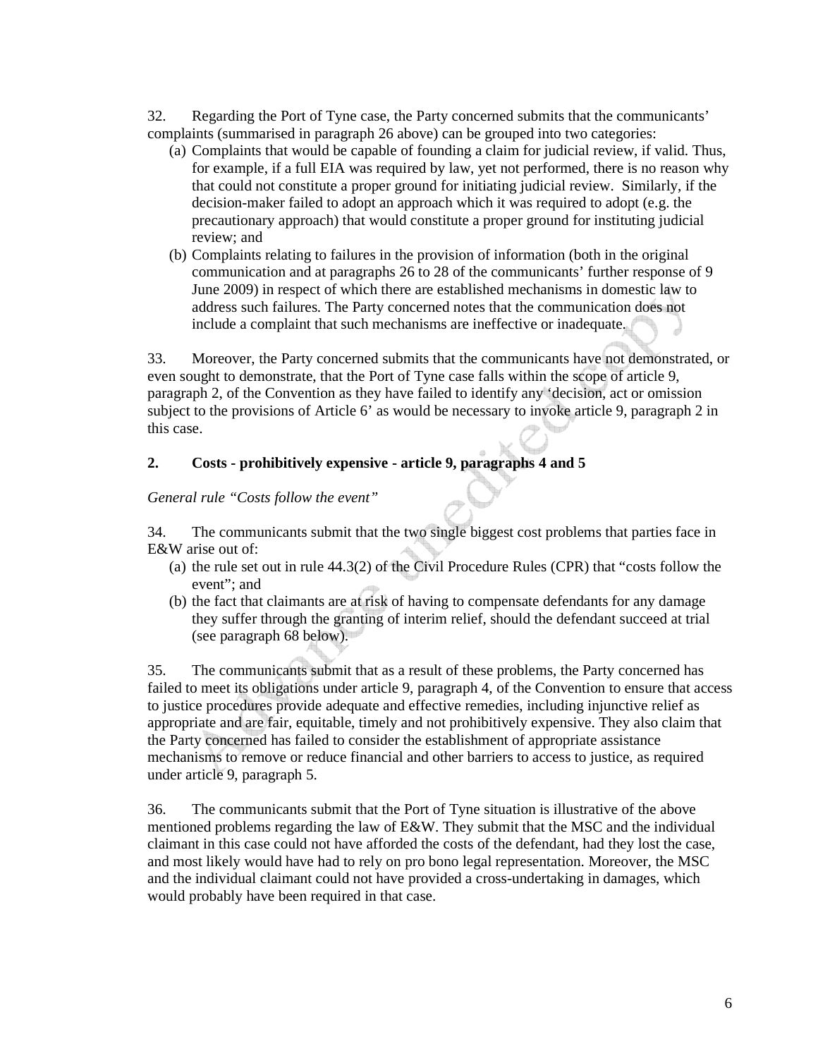32. Regarding the Port of Tyne case, the Party concerned submits that the communicants' complaints (summarised in paragraph 26 above) can be grouped into two categories:

(a) Complaints that would be capable of founding a claim for judicial review, if valid. Thus, for example, if a full EIA was required by law, yet not performed, there is no reason why that could not constitute a proper ground for initiating judicial review. Similarly, if the decision-maker failed to adopt an approach which it was required to adopt (e.g. the precautionary approach) that would constitute a proper ground for instituting judicial review; and

(b) Complaints relating to failures in the provision of information (both in the original communication and at paragraphs 26 to 28 of the communicants' further response of 9 June 2009) in respect of which there are established mechanisms in domestic law to address such failures. The Party concerned notes that the communication does not include a complaint that such mechanisms are ineffective or inadequate.

33. Moreover, the Party concerned submits that the communicants have not demonstrated, or even sought to demonstrate, that the Port of Tyne case falls within the scope of article 9, paragraph 2, of the Convention as they have failed to identify any 'decision, act or omission subject to the provisions of Article 6' as would be necessary to invoke article 9, paragraph 2 in this case.

## 2. Costs - prohibitively expensive - article 9, paragraphs 4 and 5

*General rule "Costs follow the event"*

34. The communicants submit that the two single biggest cost problems that parties face in E&W arise out of:

(a) the rule set out in rule 44.3(2) of the Civil Procedure Rules (CPR) that "costs follow the event"; and

(b) the fact that claimants are at risk of having to compensate defendants for any damage they suffer through the granting of interim relief, should the defendant succeed at trial (see paragraph 68 below).

35. The communicants submit that as a result of these problems, the Party concerned has failed to meet its obligations under article 9, paragraph 4, of the Convention to ensure that access to justice procedures provide adequate and effective remedies, including injunctive relief as appropriate and are fair, equitable, timely and not prohibitively expensive. They also claim that the Party concerned has failed to consider the establishment of appropriate assistance mechanisms to remove or reduce financial and other barriers to access to justice, as required under article 9, paragraph 5.

36. The communicants submit that the Port of Tyne situation is illustrative of the above mentioned problems regarding the law of E&W. They submit that the MSC and the individual claimant in this case could not have afforded the costs of the defendant, had they lost the case, and most likely would have had to rely on pro bono legal representation. Moreover, the MSC and the individual claimant could not have provided a cross-undertaking in damages, which would probably have been required in that case.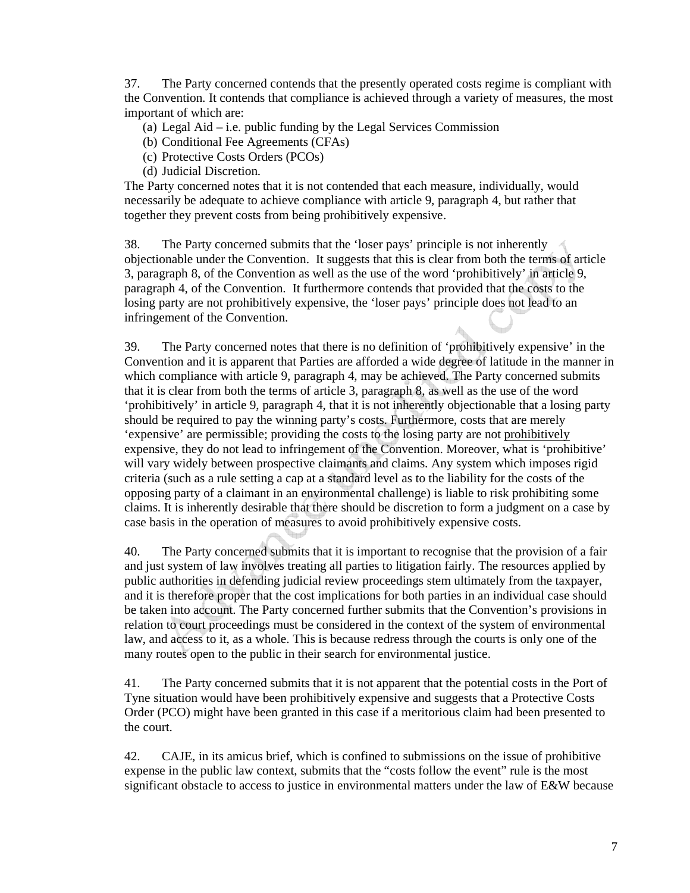37. The Party concerned contends that the presently operated costs regime is compliant with the Convention. It contends that compliance is achieved through a variety of measures, the most important of which are:

(a) Legal Aid – i.e. public funding by the Legal Services Commission
(b) Conditional Fee Agreements (CFAs)
(c) Protective Costs Orders (PCOs)
(d) Judicial Discretion.

The Party concerned notes that it is not contended that each measure, individually, would necessarily be adequate to achieve compliance with article 9, paragraph 4, but rather that together they prevent costs from being prohibitively expensive.

38. The Party concerned submits that the 'loser pays' principle is not inherently objectionable under the Convention. It suggests that this is clear from both the terms of article 3, paragraph 8, of the Convention as well as the use of the word 'prohibitively' in article 9, paragraph 4, of the Convention. It furthermore contends that provided that the costs to the losing party are not prohibitively expensive, the 'loser pays' principle does not lead to an infringement of the Convention.

39. The Party concerned notes that there is no definition of 'prohibitively expensive' in the Convention and it is apparent that Parties are afforded a wide degree of latitude in the manner in which compliance with article 9, paragraph 4, may be achieved. The Party concerned submits that it is clear from both the terms of article 3, paragraph 8, as well as the use of the word 'prohibitively' in article 9, paragraph 4, that it is not inherently objectionable that a losing party should be required to pay the winning party's costs. Furthermore, costs that are merely 'expensive' are permissible; providing the costs to the losing party are not <u>prohibitively</u> expensive, they do not lead to infringement of the Convention. Moreover, what is 'prohibitive' will vary widely between prospective claimants and claims. Any system which imposes rigid criteria (such as a rule setting a cap at a standard level as to the liability for the costs of the opposing party of a claimant in an environmental challenge) is liable to risk prohibiting some claims. It is inherently desirable that there should be discretion to form a judgment on a case by case basis in the operation of measures to avoid prohibitively expensive costs.

40. The Party concerned submits that it is important to recognise that the provision of a fair and just system of law involves treating all parties to litigation fairly. The resources applied by public authorities in defending judicial review proceedings stem ultimately from the taxpayer, and it is therefore proper that the cost implications for both parties in an individual case should be taken into account. The Party concerned further submits that the Convention's provisions in relation to court proceedings must be considered in the context of the system of environmental law, and access to it, as a whole. This is because redress through the courts is only one of the many routes open to the public in their search for environmental justice.

41. The Party concerned submits that it is not apparent that the potential costs in the Port of Tyne situation would have been prohibitively expensive and suggests that a Protective Costs Order (PCO) might have been granted in this case if a meritorious claim had been presented to the court.

42. CAJE, in its amicus brief, which is confined to submissions on the issue of prohibitive expense in the public law context, submits that the "costs follow the event" rule is the most significant obstacle to access to justice in environmental matters under the law of E&W because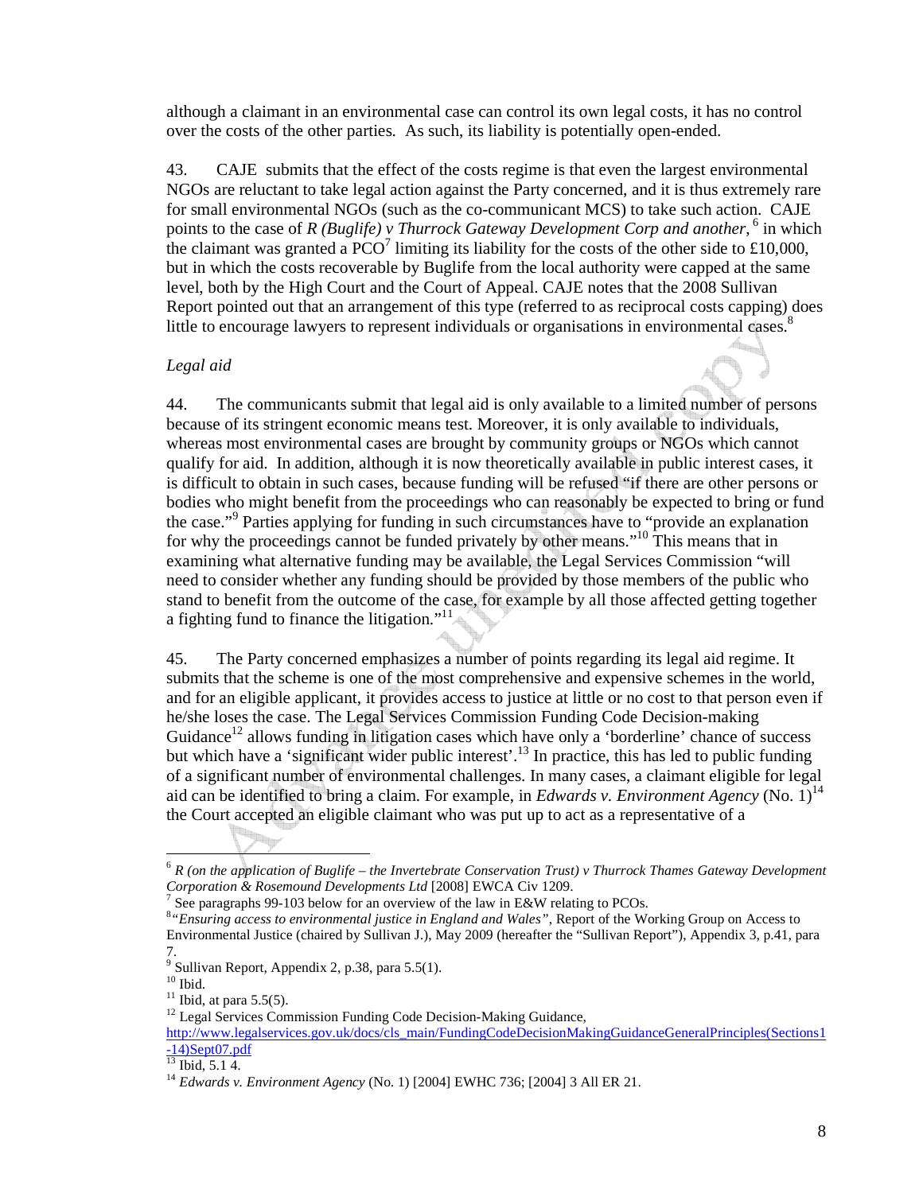although a claimant in an environmental case can control its own legal costs, it has no control over the costs of the other parties. As such, its liability is potentially open-ended.

43. CAJE submits that the effect of the costs regime is that even the largest environmental NGOs are reluctant to take legal action against the Party concerned, and it is thus extremely rare for small environmental NGOs (such as the co-communicant MCS) to take such action. CAJE points to the case of *R (Buglife) v Thurrock Gateway Development Corp and another*,[6] in which the claimant was granted a PCO[7] limiting its liability for the costs of the other side to £10,000, but in which the costs recoverable by Buglife from the local authority were capped at the same level, both by the High Court and the Court of Appeal. CAJE notes that the 2008 Sullivan Report pointed out that an arrangement of this type (referred to as reciprocal costs capping) does little to encourage lawyers to represent individuals or organisations in environmental cases.[8]

*Legal aid*

44. The communicants submit that legal aid is only available to a limited number of persons because of its stringent economic means test. Moreover, it is only available to individuals, whereas most environmental cases are brought by community groups or NGOs which cannot qualify for aid. In addition, although it is now theoretically available in public interest cases, it is difficult to obtain in such cases, because funding will be refused "if there are other persons or bodies who might benefit from the proceedings who can reasonably be expected to bring or fund the case."[9] Parties applying for funding in such circumstances have to "provide an explanation for why the proceedings cannot be funded privately by other means."[10] This means that in examining what alternative funding may be available, the Legal Services Commission "will need to consider whether any funding should be provided by those members of the public who stand to benefit from the outcome of the case, for example by all those affected getting together a fighting fund to finance the litigation."[11]

45. The Party concerned emphasizes a number of points regarding its legal aid regime. It submits that the scheme is one of the most comprehensive and expensive schemes in the world, and for an eligible applicant, it provides access to justice at little or no cost to that person even if he/she loses the case. The Legal Services Commission Funding Code Decision-making Guidance[12] allows funding in litigation cases which have only a 'borderline' chance of success but which have a 'significant wider public interest'.[13] In practice, this has led to public funding of a significant number of environmental challenges. In many cases, a claimant eligible for legal aid can be identified to bring a claim. For example, in *Edwards v. Environment Agency* (No. 1)[14] the Court accepted an eligible claimant who was put up to act as a representative of a

---

[6] *R (on the application of Buglife – the Invertebrate Conservation Trust) v Thurrock Thames Gateway Development Corporation & Rosemound Developments Ltd* [2008] EWCA Civ 1209.

[7] See paragraphs 99-103 below for an overview of the law in E&W relating to PCOs.

[8] *"Ensuring access to environmental justice in England and Wales"*, Report of the Working Group on Access to Environmental Justice (chaired by Sullivan J.), May 2009 (hereafter the "Sullivan Report"), Appendix 3, p.41, para 7.

[9] Sullivan Report, Appendix 2, p.38, para 5.5(1).

[10] Ibid.

[11] Ibid, at para 5.5(5).

[12] Legal Services Commission Funding Code Decision-Making Guidance, http://www.legalservices.gov.uk/docs/cls_main/FundingCodeDecisionMakingGuidanceGeneralPrinciples(Sections1-14)Sept07.pdf

[13] Ibid, 5.1 4.

[14] *Edwards v. Environment Agency* (No. 1) [2004] EWHC 736; [2004] 3 All ER 21.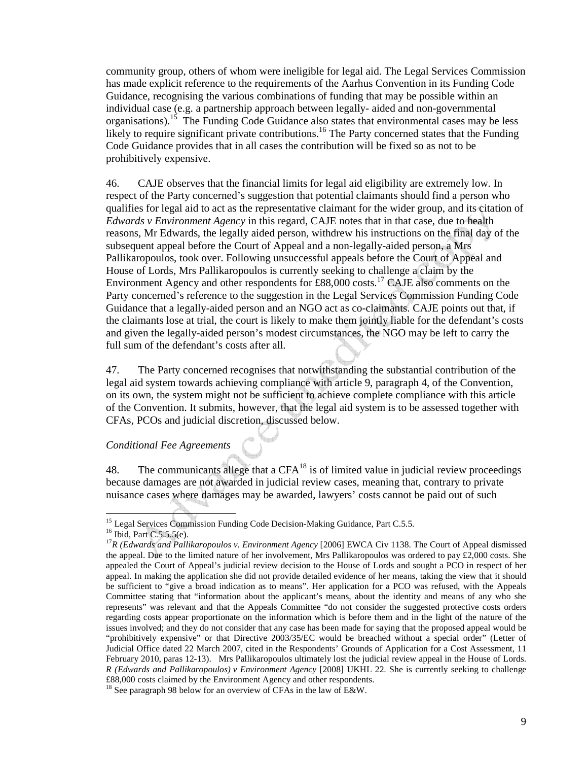community group, others of whom were ineligible for legal aid. The Legal Services Commission has made explicit reference to the requirements of the Aarhus Convention in its Funding Code Guidance, recognising the various combinations of funding that may be possible within an individual case (e.g. a partnership approach between legally- aided and non-governmental organisations).[15] The Funding Code Guidance also states that environmental cases may be less likely to require significant private contributions.[16] The Party concerned states that the Funding Code Guidance provides that in all cases the contribution will be fixed so as not to be prohibitively expensive.

46. CAJE observes that the financial limits for legal aid eligibility are extremely low. In respect of the Party concerned's suggestion that potential claimants should find a person who qualifies for legal aid to act as the representative claimant for the wider group, and its citation of *Edwards v Environment Agency* in this regard, CAJE notes that in that case, due to health reasons, Mr Edwards, the legally aided person, withdrew his instructions on the final day of the subsequent appeal before the Court of Appeal and a non-legally-aided person, a Mrs Pallikaropoulos, took over. Following unsuccessful appeals before the Court of Appeal and House of Lords, Mrs Pallikaropoulos is currently seeking to challenge a claim by the Environment Agency and other respondents for £88,000 costs.[17] CAJE also comments on the Party concerned's reference to the suggestion in the Legal Services Commission Funding Code Guidance that a legally-aided person and an NGO act as co-claimants. CAJE points out that, if the claimants lose at trial, the court is likely to make them jointly liable for the defendant's costs and given the legally-aided person's modest circumstances, the NGO may be left to carry the full sum of the defendant's costs after all.

47. The Party concerned recognises that notwithstanding the substantial contribution of the legal aid system towards achieving compliance with article 9, paragraph 4, of the Convention, on its own, the system might not be sufficient to achieve complete compliance with this article of the Convention. It submits, however, that the legal aid system is to be assessed together with CFAs, PCOs and judicial discretion, discussed below.

*Conditional Fee Agreements*

48. The communicants allege that a CFA[18] is of limited value in judicial review proceedings because damages are not awarded in judicial review cases, meaning that, contrary to private nuisance cases where damages may be awarded, lawyers' costs cannot be paid out of such

---

[15] Legal Services Commission Funding Code Decision-Making Guidance, Part C.5.5.

[16] Ibid, Part C.5.5.5(e).

[17] *R (Edwards and Pallikaropoulos v. Environment Agency* [2006] EWCA Civ 1138. The Court of Appeal dismissed the appeal. Due to the limited nature of her involvement, Mrs Pallikaropoulos was ordered to pay £2,000 costs. She appealed the Court of Appeal's judicial review decision to the House of Lords and sought a PCO in respect of her appeal. In making the application she did not provide detailed evidence of her means, taking the view that it should be sufficient to "give a broad indication as to means". Her application for a PCO was refused, with the Appeals Committee stating that "information about the applicant's means, about the identity and means of any who she represents" was relevant and that the Appeals Committee "do not consider the suggested protective costs orders regarding costs appear proportionate on the information which is before them and in the light of the nature of the issues involved; and they do not consider that any case has been made for saying that the proposed appeal would be "prohibitively expensive" or that Directive 2003/35/EC would be breached without a special order" (Letter of Judicial Office dated 22 March 2007, cited in the Respondents' Grounds of Application for a Cost Assessment, 11 February 2010, paras 12-13). Mrs Pallikaropoulos ultimately lost the judicial review appeal in the House of Lords. *R (Edwards and Pallikaropoulos) v Environment Agency* [2008] UKHL 22. She is currently seeking to challenge £88,000 costs claimed by the Environment Agency and other respondents.

[18] See paragraph 98 below for an overview of CFAs in the law of E&W.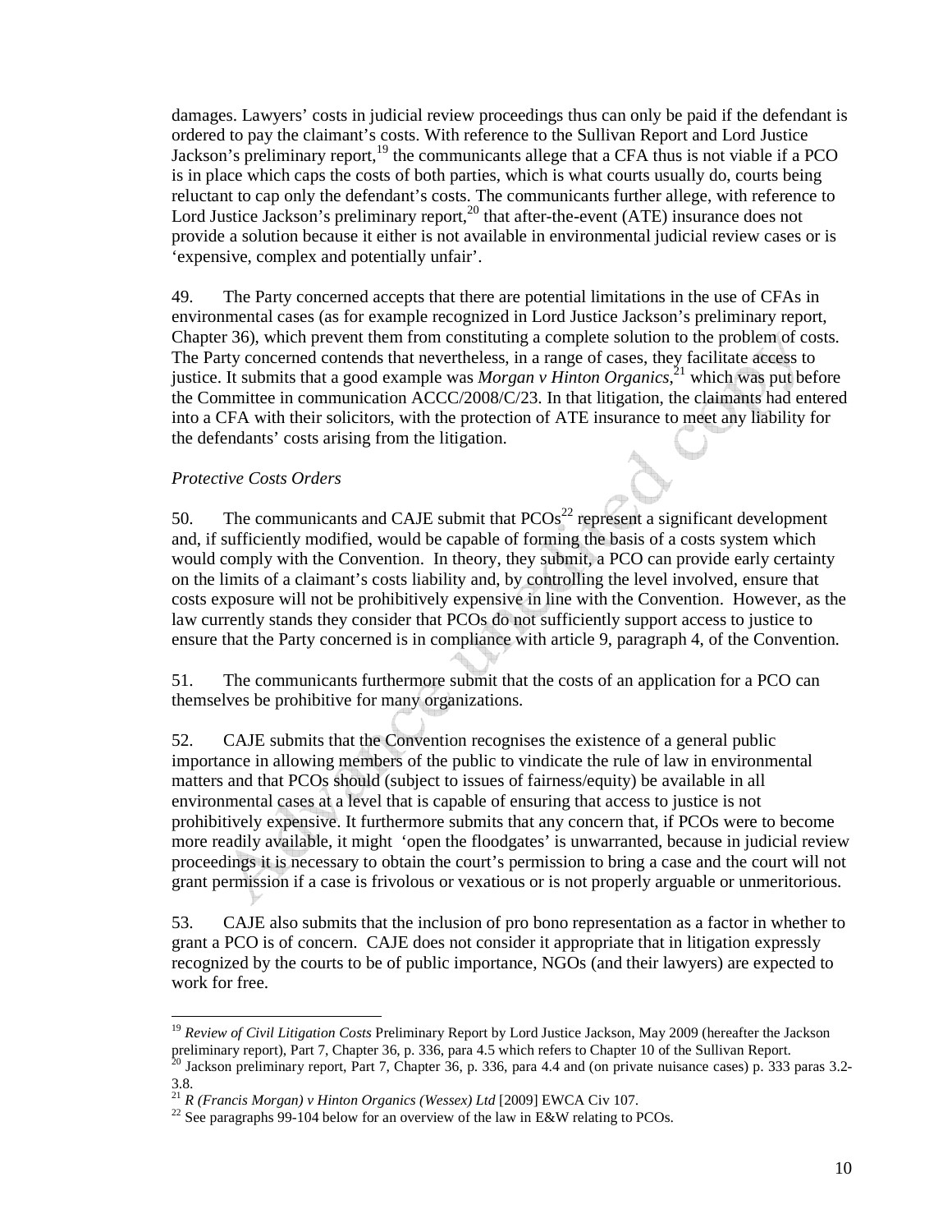damages. Lawyers' costs in judicial review proceedings thus can only be paid if the defendant is ordered to pay the claimant's costs. With reference to the Sullivan Report and Lord Justice Jackson's preliminary report,[19] the communicants allege that a CFA thus is not viable if a PCO is in place which caps the costs of both parties, which is what courts usually do, courts being reluctant to cap only the defendant's costs. The communicants further allege, with reference to Lord Justice Jackson's preliminary report,[20] that after-the-event (ATE) insurance does not provide a solution because it either is not available in environmental judicial review cases or is 'expensive, complex and potentially unfair'.

49. The Party concerned accepts that there are potential limitations in the use of CFAs in environmental cases (as for example recognized in Lord Justice Jackson's preliminary report, Chapter 36), which prevent them from constituting a complete solution to the problem of costs. The Party concerned contends that nevertheless, in a range of cases, they facilitate access to justice. It submits that a good example was *Morgan v Hinton Organics*,[21] which was put before the Committee in communication ACCC/2008/C/23. In that litigation, the claimants had entered into a CFA with their solicitors, with the protection of ATE insurance to meet any liability for the defendants' costs arising from the litigation.

*Protective Costs Orders*

50. The communicants and CAJE submit that PCOs[22] represent a significant development and, if sufficiently modified, would be capable of forming the basis of a costs system which would comply with the Convention. In theory, they submit, a PCO can provide early certainty on the limits of a claimant's costs liability and, by controlling the level involved, ensure that costs exposure will not be prohibitively expensive in line with the Convention. However, as the law currently stands they consider that PCOs do not sufficiently support access to justice to ensure that the Party concerned is in compliance with article 9, paragraph 4, of the Convention.

51. The communicants furthermore submit that the costs of an application for a PCO can themselves be prohibitive for many organizations.

52. CAJE submits that the Convention recognises the existence of a general public importance in allowing members of the public to vindicate the rule of law in environmental matters and that PCOs should (subject to issues of fairness/equity) be available in all environmental cases at a level that is capable of ensuring that access to justice is not prohibitively expensive. It furthermore submits that any concern that, if PCOs were to become more readily available, it might 'open the floodgates' is unwarranted, because in judicial review proceedings it is necessary to obtain the court's permission to bring a case and the court will not grant permission if a case is frivolous or vexatious or is not properly arguable or unmeritorious.

53. CAJE also submits that the inclusion of pro bono representation as a factor in whether to grant a PCO is of concern. CAJE does not consider it appropriate that in litigation expressly recognized by the courts to be of public importance, NGOs (and their lawyers) are expected to work for free.

---

[19] *Review of Civil Litigation Costs* Preliminary Report by Lord Justice Jackson, May 2009 (hereafter the Jackson preliminary report), Part 7, Chapter 36, p. 336, para 4.5 which refers to Chapter 10 of the Sullivan Report.

[20] Jackson preliminary report, Part 7, Chapter 36, p. 336, para 4.4 and (on private nuisance cases) p. 333 paras 3.2-3.8.

[21] *R (Francis Morgan) v Hinton Organics (Wessex) Ltd* [2009] EWCA Civ 107.

[22] See paragraphs 99-104 below for an overview of the law in E&W relating to PCOs.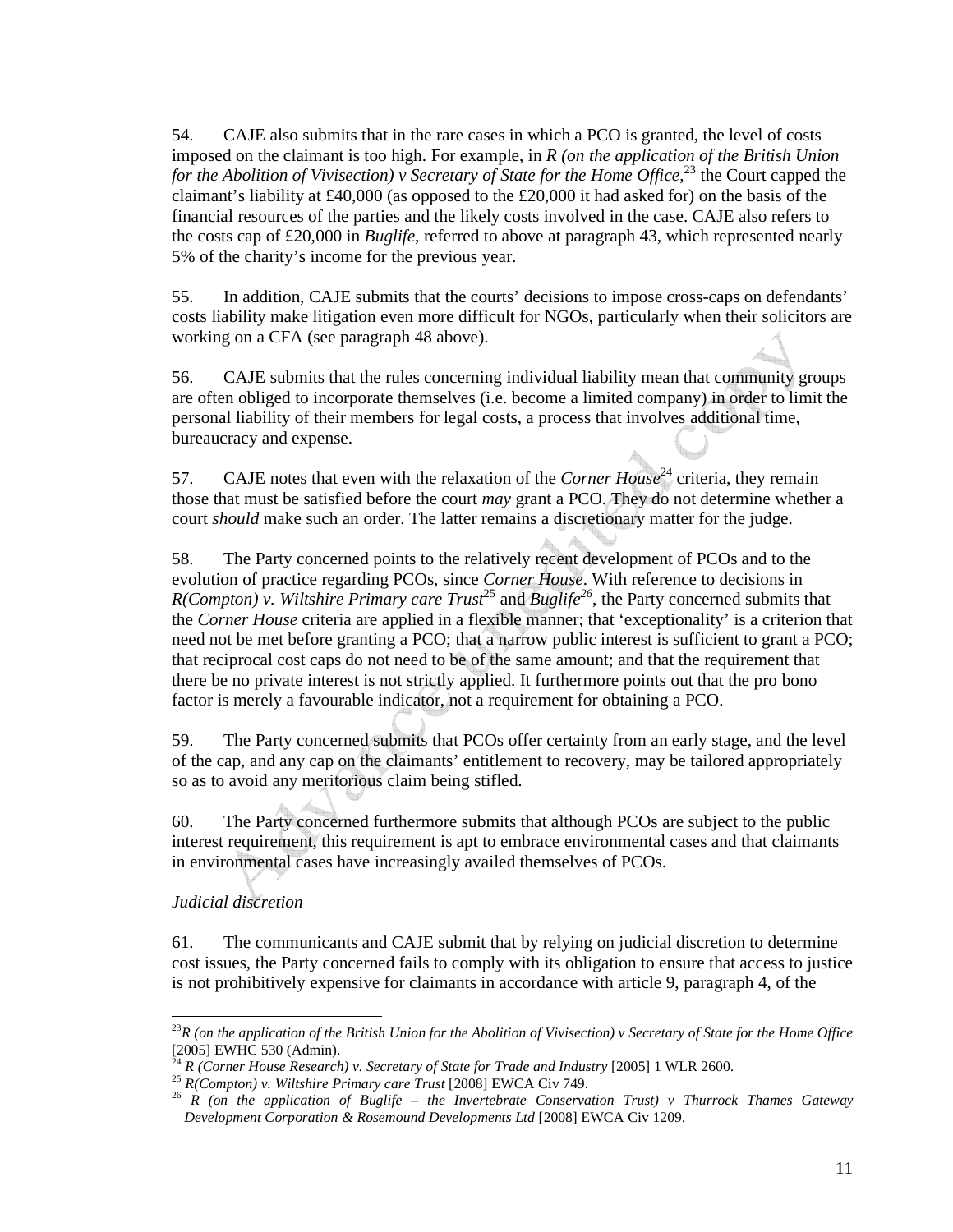54. CAJE also submits that in the rare cases in which a PCO is granted, the level of costs imposed on the claimant is too high. For example, in *R (on the application of the British Union for the Abolition of Vivisection) v Secretary of State for the Home Office*,[23] the Court capped the claimant's liability at £40,000 (as opposed to the £20,000 it had asked for) on the basis of the financial resources of the parties and the likely costs involved in the case. CAJE also refers to the costs cap of £20,000 in *Buglife*, referred to above at paragraph 43, which represented nearly 5% of the charity's income for the previous year.

55. In addition, CAJE submits that the courts' decisions to impose cross-caps on defendants' costs liability make litigation even more difficult for NGOs, particularly when their solicitors are working on a CFA (see paragraph 48 above).

56. CAJE submits that the rules concerning individual liability mean that community groups are often obliged to incorporate themselves (i.e. become a limited company) in order to limit the personal liability of their members for legal costs, a process that involves additional time, bureaucracy and expense.

57. CAJE notes that even with the relaxation of the *Corner House*[24] criteria, they remain those that must be satisfied before the court *may* grant a PCO. They do not determine whether a court *should* make such an order. The latter remains a discretionary matter for the judge.

58. The Party concerned points to the relatively recent development of PCOs and to the evolution of practice regarding PCOs, since *Corner House*. With reference to decisions in *R(Compton) v. Wiltshire Primary care Trust*[25] and *Buglife*[26], the Party concerned submits that the *Corner House* criteria are applied in a flexible manner; that 'exceptionality' is a criterion that need not be met before granting a PCO; that a narrow public interest is sufficient to grant a PCO; that reciprocal cost caps do not need to be of the same amount; and that the requirement that there be no private interest is not strictly applied. It furthermore points out that the pro bono factor is merely a favourable indicator, not a requirement for obtaining a PCO.

59. The Party concerned submits that PCOs offer certainty from an early stage, and the level of the cap, and any cap on the claimants' entitlement to recovery, may be tailored appropriately so as to avoid any meritorious claim being stifled.

60. The Party concerned furthermore submits that although PCOs are subject to the public interest requirement, this requirement is apt to embrace environmental cases and that claimants in environmental cases have increasingly availed themselves of PCOs.

*Judicial discretion*

61. The communicants and CAJE submit that by relying on judicial discretion to determine cost issues, the Party concerned fails to comply with its obligation to ensure that access to justice is not prohibitively expensive for claimants in accordance with article 9, paragraph 4, of the

---

[23] *R (on the application of the British Union for the Abolition of Vivisection) v Secretary of State for the Home Office* [2005] EWHC 530 (Admin).

[24] *R (Corner House Research) v. Secretary of State for Trade and Industry* [2005] 1 WLR 2600.

[25] *R(Compton) v. Wiltshire Primary care Trust* [2008] EWCA Civ 749.

[26] *R (on the application of Buglife – the Invertebrate Conservation Trust) v Thurrock Thames Gateway Development Corporation & Rosemound Developments Ltd* [2008] EWCA Civ 1209.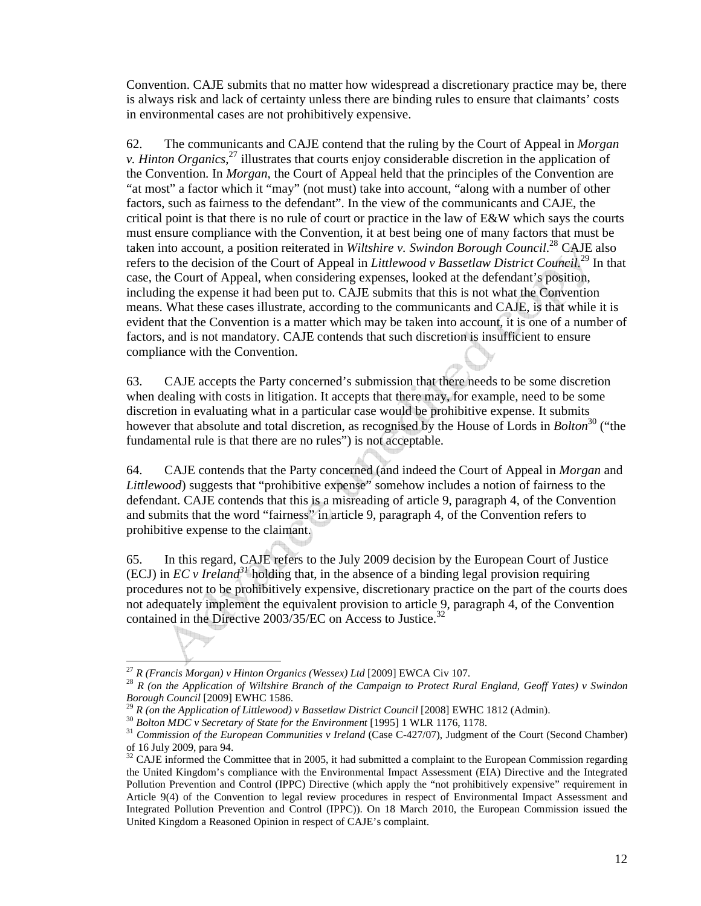Convention. CAJE submits that no matter how widespread a discretionary practice may be, there is always risk and lack of certainty unless there are binding rules to ensure that claimants' costs in environmental cases are not prohibitively expensive.

62. The communicants and CAJE contend that the ruling by the Court of Appeal in *Morgan v. Hinton Organics*,[27] illustrates that courts enjoy considerable discretion in the application of the Convention. In *Morgan*, the Court of Appeal held that the principles of the Convention are "at most" a factor which it "may" (not must) take into account, "along with a number of other factors, such as fairness to the defendant". In the view of the communicants and CAJE, the critical point is that there is no rule of court or practice in the law of E&W which says the courts must ensure compliance with the Convention, it at best being one of many factors that must be taken into account, a position reiterated in *Wiltshire v. Swindon Borough Council*.[28] CAJE also refers to the decision of the Court of Appeal in *Littlewood v Bassetlaw District Council*.[29] In that case, the Court of Appeal, when considering expenses, looked at the defendant's position, including the expense it had been put to. CAJE submits that this is not what the Convention means. What these cases illustrate, according to the communicants and CAJE, is that while it is evident that the Convention is a matter which may be taken into account, it is one of a number of factors, and is not mandatory. CAJE contends that such discretion is insufficient to ensure compliance with the Convention.

63. CAJE accepts the Party concerned's submission that there needs to be some discretion when dealing with costs in litigation. It accepts that there may, for example, need to be some discretion in evaluating what in a particular case would be prohibitive expense. It submits however that absolute and total discretion, as recognised by the House of Lords in *Bolton*[30] ("the fundamental rule is that there are no rules") is not acceptable.

64. CAJE contends that the Party concerned (and indeed the Court of Appeal in *Morgan* and *Littlewood*) suggests that "prohibitive expense" somehow includes a notion of fairness to the defendant. CAJE contends that this is a misreading of article 9, paragraph 4, of the Convention and submits that the word "fairness" in article 9, paragraph 4, of the Convention refers to prohibitive expense to the claimant.

65. In this regard, CAJE refers to the July 2009 decision by the European Court of Justice (ECJ) in *EC v Ireland*[31] holding that, in the absence of a binding legal provision requiring procedures not to be prohibitively expensive, discretionary practice on the part of the courts does not adequately implement the equivalent provision to article 9, paragraph 4, of the Convention contained in the Directive 2003/35/EC on Access to Justice.[32]

---

[27] *R (Francis Morgan) v Hinton Organics (Wessex) Ltd* [2009] EWCA Civ 107.

[28] *R (on the Application of Wiltshire Branch of the Campaign to Protect Rural England, Geoff Yates) v Swindon Borough Council* [2009] EWHC 1586.

[29] *R (on the Application of Littlewood) v Bassetlaw District Council* [2008] EWHC 1812 (Admin).

[30] *Bolton MDC v Secretary of State for the Environment* [1995] 1 WLR 1176, 1178.

[31] *Commission of the European Communities v Ireland* (Case C-427/07), Judgment of the Court (Second Chamber) of 16 July 2009, para 94.

[32] CAJE informed the Committee that in 2005, it had submitted a complaint to the European Commission regarding the United Kingdom's compliance with the Environmental Impact Assessment (EIA) Directive and the Integrated Pollution Prevention and Control (IPPC) Directive (which apply the "not prohibitively expensive" requirement in Article 9(4) of the Convention to legal review procedures in respect of Environmental Impact Assessment and Integrated Pollution Prevention and Control (IPPC)). On 18 March 2010, the European Commission issued the United Kingdom a Reasoned Opinion in respect of CAJE's complaint.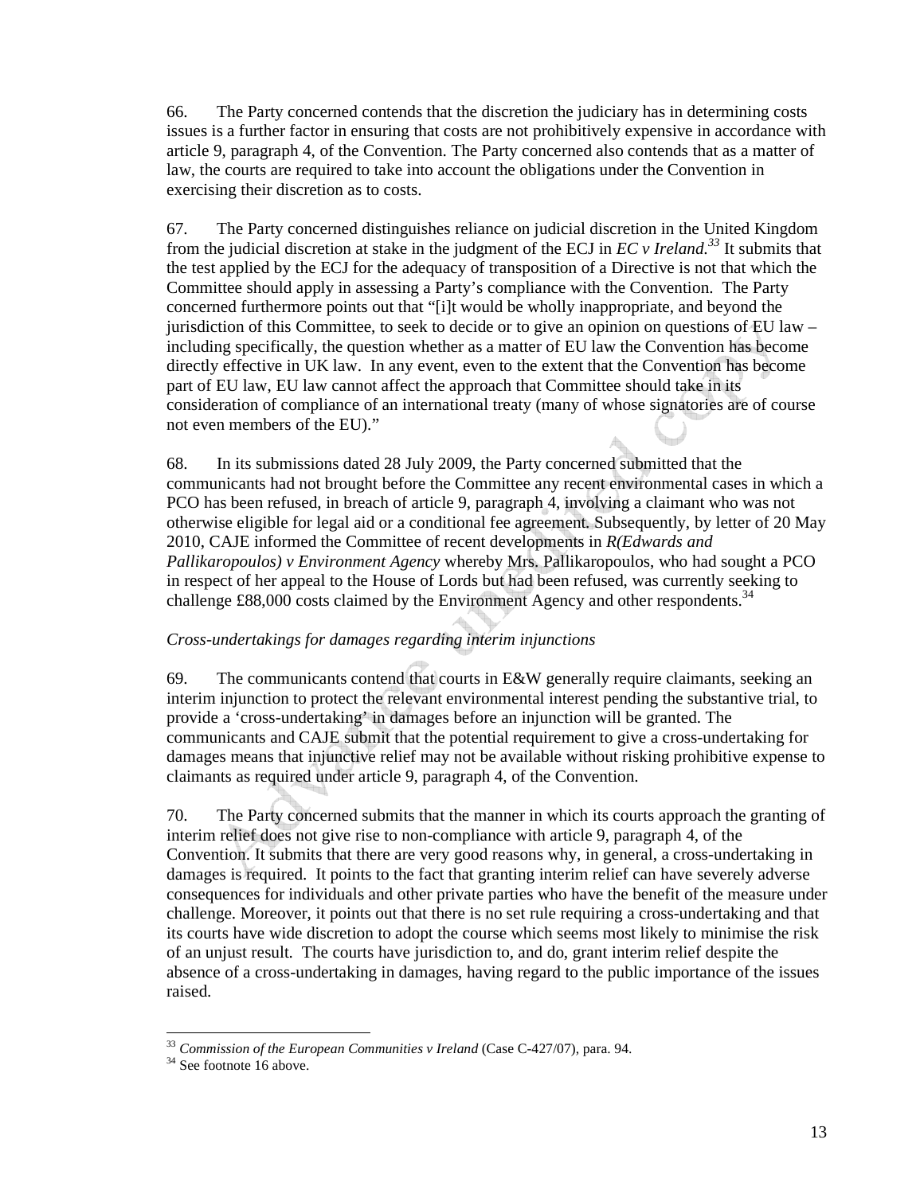66. The Party concerned contends that the discretion the judiciary has in determining costs issues is a further factor in ensuring that costs are not prohibitively expensive in accordance with article 9, paragraph 4, of the Convention. The Party concerned also contends that as a matter of law, the courts are required to take into account the obligations under the Convention in exercising their discretion as to costs.

67. The Party concerned distinguishes reliance on judicial discretion in the United Kingdom from the judicial discretion at stake in the judgment of the ECJ in *EC v Ireland*.[33] It submits that the test applied by the ECJ for the adequacy of transposition of a Directive is not that which the Committee should apply in assessing a Party's compliance with the Convention. The Party concerned furthermore points out that "[i]t would be wholly inappropriate, and beyond the jurisdiction of this Committee, to seek to decide or to give an opinion on questions of EU law – including specifically, the question whether as a matter of EU law the Convention has become directly effective in UK law. In any event, even to the extent that the Convention has become part of EU law, EU law cannot affect the approach that Committee should take in its consideration of compliance of an international treaty (many of whose signatories are of course not even members of the EU)."

68. In its submissions dated 28 July 2009, the Party concerned submitted that the communicants had not brought before the Committee any recent environmental cases in which a PCO has been refused, in breach of article 9, paragraph 4, involving a claimant who was not otherwise eligible for legal aid or a conditional fee agreement. Subsequently, by letter of 20 May 2010, CAJE informed the Committee of recent developments in *R(Edwards and Pallikaropoulos) v Environment Agency* whereby Mrs. Pallikaropoulos, who had sought a PCO in respect of her appeal to the House of Lords but had been refused, was currently seeking to challenge £88,000 costs claimed by the Environment Agency and other respondents.[34]

*Cross-undertakings for damages regarding interim injunctions*

69. The communicants contend that courts in E&W generally require claimants, seeking an interim injunction to protect the relevant environmental interest pending the substantive trial, to provide a 'cross-undertaking' in damages before an injunction will be granted. The communicants and CAJE submit that the potential requirement to give a cross-undertaking for damages means that injunctive relief may not be available without risking prohibitive expense to claimants as required under article 9, paragraph 4, of the Convention.

70. The Party concerned submits that the manner in which its courts approach the granting of interim relief does not give rise to non-compliance with article 9, paragraph 4, of the Convention. It submits that there are very good reasons why, in general, a cross-undertaking in damages is required. It points to the fact that granting interim relief can have severely adverse consequences for individuals and other private parties who have the benefit of the measure under challenge. Moreover, it points out that there is no set rule requiring a cross-undertaking and that its courts have wide discretion to adopt the course which seems most likely to minimise the risk of an unjust result. The courts have jurisdiction to, and do, grant interim relief despite the absence of a cross-undertaking in damages, having regard to the public importance of the issues raised.

---

[33] *Commission of the European Communities v Ireland* (Case C-427/07), para. 94.

[34] See footnote 16 above.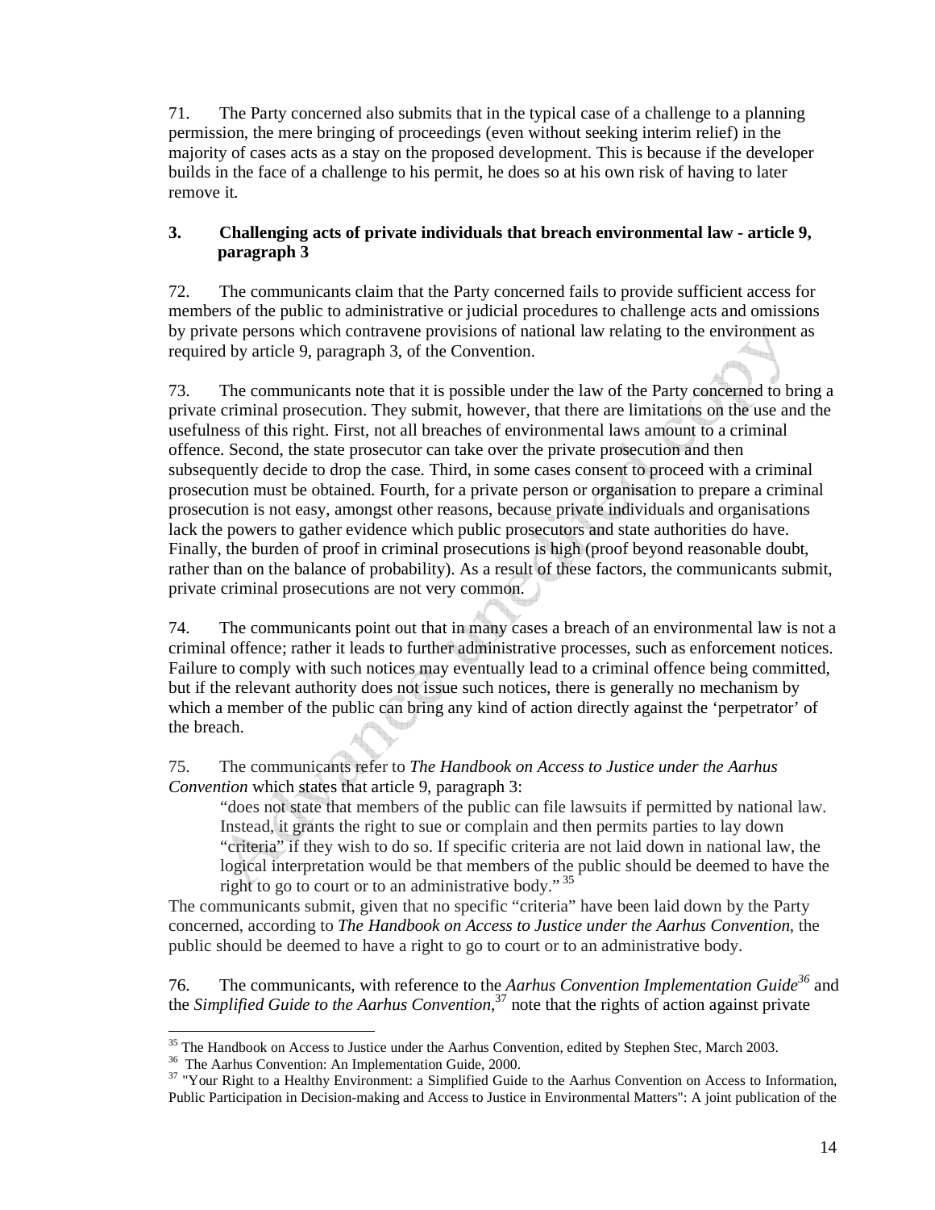71. The Party concerned also submits that in the typical case of a challenge to a planning permission, the mere bringing of proceedings (even without seeking interim relief) in the majority of cases acts as a stay on the proposed development. This is because if the developer builds in the face of a challenge to his permit, he does so at his own risk of having to later remove it.

### 3. Challenging acts of private individuals that breach environmental law - article 9, paragraph 3

72. The communicants claim that the Party concerned fails to provide sufficient access for members of the public to administrative or judicial procedures to challenge acts and omissions by private persons which contravene provisions of national law relating to the environment as required by article 9, paragraph 3, of the Convention.

73. The communicants note that it is possible under the law of the Party concerned to bring a private criminal prosecution. They submit, however, that there are limitations on the use and the usefulness of this right. First, not all breaches of environmental laws amount to a criminal offence. Second, the state prosecutor can take over the private prosecution and then subsequently decide to drop the case. Third, in some cases consent to proceed with a criminal prosecution must be obtained. Fourth, for a private person or organisation to prepare a criminal prosecution is not easy, amongst other reasons, because private individuals and organisations lack the powers to gather evidence which public prosecutors and state authorities do have. Finally, the burden of proof in criminal prosecutions is high (proof beyond reasonable doubt, rather than on the balance of probability). As a result of these factors, the communicants submit, private criminal prosecutions are not very common.

74. The communicants point out that in many cases a breach of an environmental law is not a criminal offence; rather it leads to further administrative processes, such as enforcement notices. Failure to comply with such notices may eventually lead to a criminal offence being committed, but if the relevant authority does not issue such notices, there is generally no mechanism by which a member of the public can bring any kind of action directly against the 'perpetrator' of the breach.

75. The communicants refer to *The Handbook on Access to Justice under the Aarhus Convention* which states that article 9, paragraph 3:

> "does not state that members of the public can file lawsuits if permitted by national law. Instead, it grants the right to sue or complain and then permits parties to lay down "criteria" if they wish to do so. If specific criteria are not laid down in national law, the logical interpretation would be that members of the public should be deemed to have the right to go to court or to an administrative body." [35]

The communicants submit, given that no specific "criteria" have been laid down by the Party concerned, according to *The Handbook on Access to Justice under the Aarhus Convention*, the public should be deemed to have a right to go to court or to an administrative body.

76. The communicants, with reference to the *Aarhus Convention Implementation Guide*[36] and the *Simplified Guide to the Aarhus Convention*,[37] note that the rights of action against private

---

[35] The Handbook on Access to Justice under the Aarhus Convention, edited by Stephen Stec, March 2003.

[36] The Aarhus Convention: An Implementation Guide, 2000.

[37] "Your Right to a Healthy Environment: a Simplified Guide to the Aarhus Convention on Access to Information, Public Participation in Decision-making and Access to Justice in Environmental Matters": A joint publication of the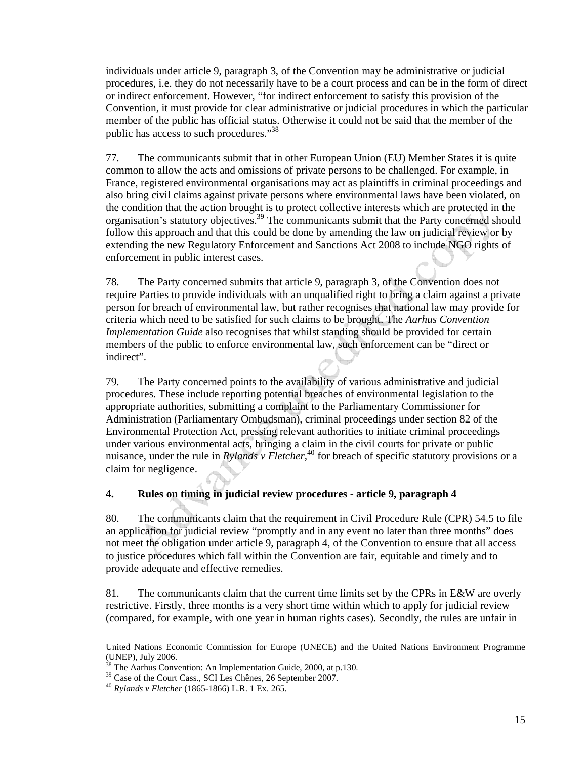individuals under article 9, paragraph 3, of the Convention may be administrative or judicial procedures, i.e. they do not necessarily have to be a court process and can be in the form of direct or indirect enforcement. However, "for indirect enforcement to satisfy this provision of the Convention, it must provide for clear administrative or judicial procedures in which the particular member of the public has official status. Otherwise it could not be said that the member of the public has access to such procedures."[38]

77. The communicants submit that in other European Union (EU) Member States it is quite common to allow the acts and omissions of private persons to be challenged. For example, in France, registered environmental organisations may act as plaintiffs in criminal proceedings and also bring civil claims against private persons where environmental laws have been violated, on the condition that the action brought is to protect collective interests which are protected in the organisation's statutory objectives.[39] The communicants submit that the Party concerned should follow this approach and that this could be done by amending the law on judicial review or by extending the new Regulatory Enforcement and Sanctions Act 2008 to include NGO rights of enforcement in public interest cases.

78. The Party concerned submits that article 9, paragraph 3, of the Convention does not require Parties to provide individuals with an unqualified right to bring a claim against a private person for breach of environmental law, but rather recognises that national law may provide for criteria which need to be satisfied for such claims to be brought. The *Aarhus Convention Implementation Guide* also recognises that whilst standing should be provided for certain members of the public to enforce environmental law, such enforcement can be "direct or indirect".

79. The Party concerned points to the availability of various administrative and judicial procedures. These include reporting potential breaches of environmental legislation to the appropriate authorities, submitting a complaint to the Parliamentary Commissioner for Administration (Parliamentary Ombudsman), criminal proceedings under section 82 of the Environmental Protection Act, pressing relevant authorities to initiate criminal proceedings under various environmental acts, bringing a claim in the civil courts for private or public nuisance, under the rule in *Rylands v Fletcher*,[40] for breach of specific statutory provisions or a claim for negligence.

## 4. Rules on timing in judicial review procedures - article 9, paragraph 4

80. The communicants claim that the requirement in Civil Procedure Rule (CPR) 54.5 to file an application for judicial review "promptly and in any event no later than three months" does not meet the obligation under article 9, paragraph 4, of the Convention to ensure that all access to justice procedures which fall within the Convention are fair, equitable and timely and to provide adequate and effective remedies.

81. The communicants claim that the current time limits set by the CPRs in E&W are overly restrictive. Firstly, three months is a very short time within which to apply for judicial review (compared, for example, with one year in human rights cases). Secondly, the rules are unfair in

---

United Nations Economic Commission for Europe (UNECE) and the United Nations Environment Programme (UNEP), July 2006.

[38] The Aarhus Convention: An Implementation Guide, 2000, at p.130.

[39] Case of the Court Cass., SCI Les Chênes, 26 September 2007.

[40] *Rylands v Fletcher* (1865-1866) L.R. 1 Ex. 265.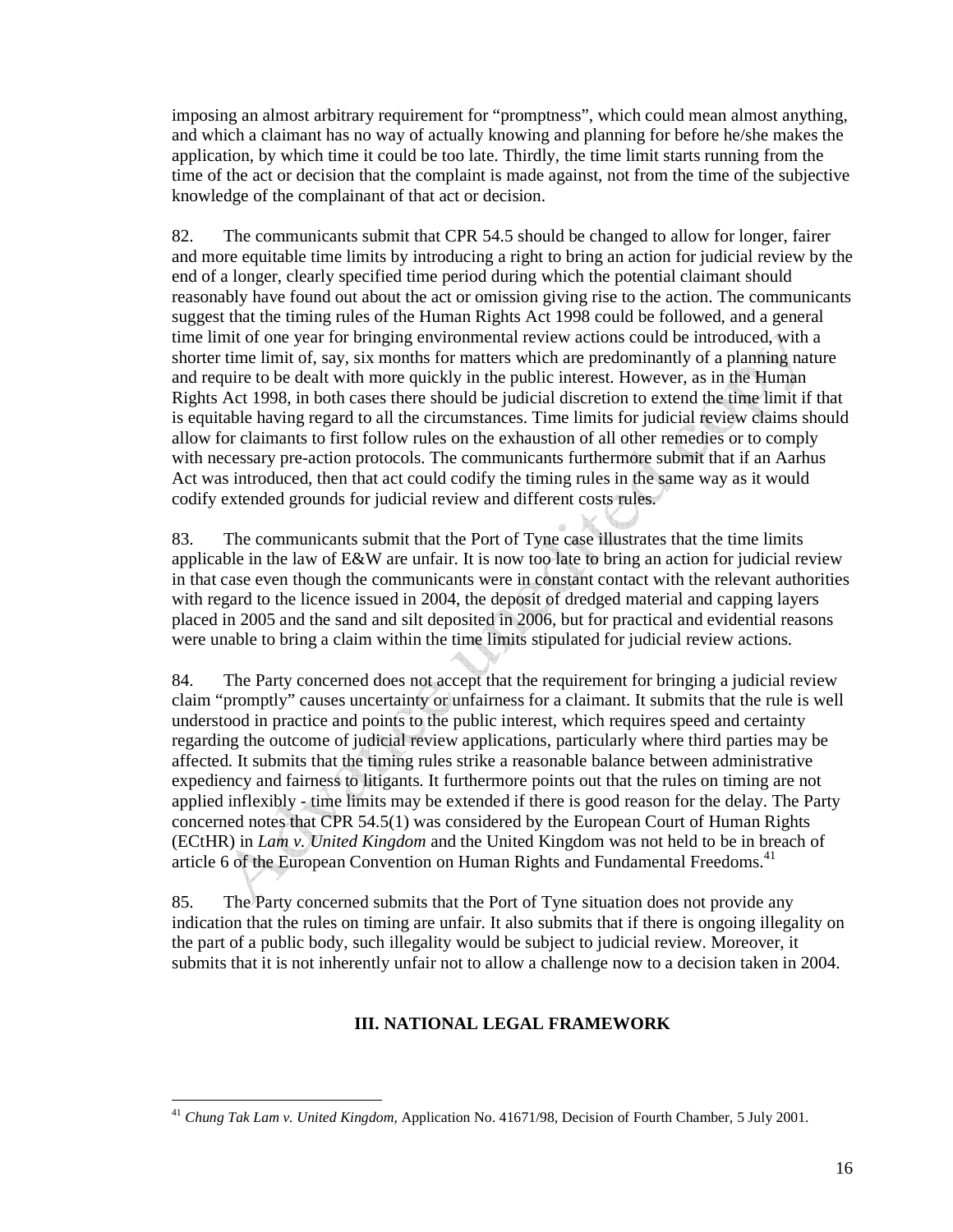imposing an almost arbitrary requirement for "promptness", which could mean almost anything, and which a claimant has no way of actually knowing and planning for before he/she makes the application, by which time it could be too late. Thirdly, the time limit starts running from the time of the act or decision that the complaint is made against, not from the time of the subjective knowledge of the complainant of that act or decision.

82. The communicants submit that CPR 54.5 should be changed to allow for longer, fairer and more equitable time limits by introducing a right to bring an action for judicial review by the end of a longer, clearly specified time period during which the potential claimant should reasonably have found out about the act or omission giving rise to the action. The communicants suggest that the timing rules of the Human Rights Act 1998 could be followed, and a general time limit of one year for bringing environmental review actions could be introduced, with a shorter time limit of, say, six months for matters which are predominantly of a planning nature and require to be dealt with more quickly in the public interest. However, as in the Human Rights Act 1998, in both cases there should be judicial discretion to extend the time limit if that is equitable having regard to all the circumstances. Time limits for judicial review claims should allow for claimants to first follow rules on the exhaustion of all other remedies or to comply with necessary pre-action protocols. The communicants furthermore submit that if an Aarhus Act was introduced, then that act could codify the timing rules in the same way as it would codify extended grounds for judicial review and different costs rules.

83. The communicants submit that the Port of Tyne case illustrates that the time limits applicable in the law of E&W are unfair. It is now too late to bring an action for judicial review in that case even though the communicants were in constant contact with the relevant authorities with regard to the licence issued in 2004, the deposit of dredged material and capping layers placed in 2005 and the sand and silt deposited in 2006, but for practical and evidential reasons were unable to bring a claim within the time limits stipulated for judicial review actions.

84. The Party concerned does not accept that the requirement for bringing a judicial review claim "promptly" causes uncertainty or unfairness for a claimant. It submits that the rule is well understood in practice and points to the public interest, which requires speed and certainty regarding the outcome of judicial review applications, particularly where third parties may be affected. It submits that the timing rules strike a reasonable balance between administrative expediency and fairness to litigants. It furthermore points out that the rules on timing are not applied inflexibly - time limits may be extended if there is good reason for the delay. The Party concerned notes that CPR 54.5(1) was considered by the European Court of Human Rights (ECtHR) in *Lam v. United Kingdom* and the United Kingdom was not held to be in breach of article 6 of the European Convention on Human Rights and Fundamental Freedoms.[41]

85. The Party concerned submits that the Port of Tyne situation does not provide any indication that the rules on timing are unfair. It also submits that if there is ongoing illegality on the part of a public body, such illegality would be subject to judicial review. Moreover, it submits that it is not inherently unfair not to allow a challenge now to a decision taken in 2004.

## III. NATIONAL LEGAL FRAMEWORK

---

[41] *Chung Tak Lam v. United Kingdom,* Application No. 41671/98, Decision of Fourth Chamber, 5 July 2001.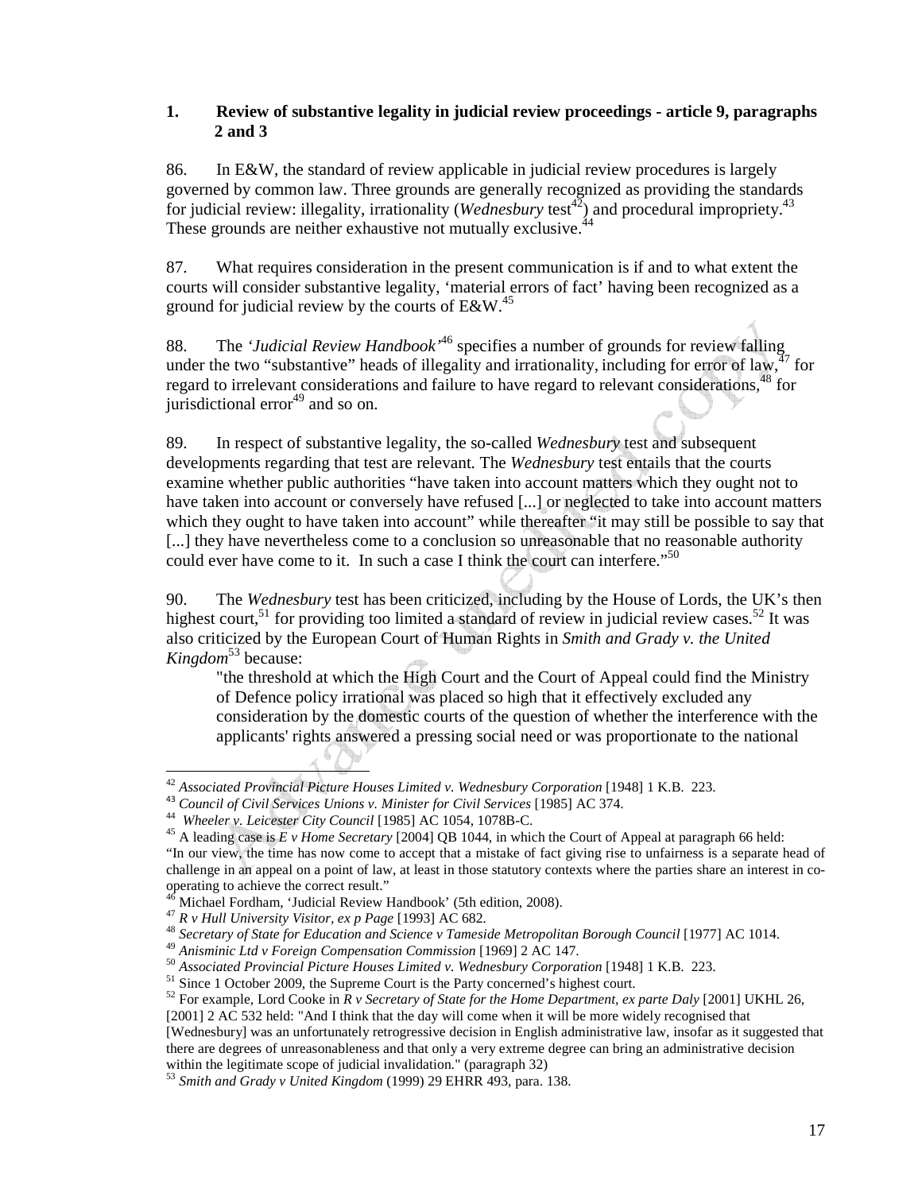## 1. Review of substantive legality in judicial review proceedings - article 9, paragraphs 2 and 3

86. In E&W, the standard of review applicable in judicial review procedures is largely governed by common law. Three grounds are generally recognized as providing the standards for judicial review: illegality, irrationality (*Wednesbury* test[42]) and procedural impropriety.[43] These grounds are neither exhaustive not mutually exclusive.[44]

87. What requires consideration in the present communication is if and to what extent the courts will consider substantive legality, 'material errors of fact' having been recognized as a ground for judicial review by the courts of E&W.[45]

88. The '*Judicial Review Handbook*'[46] specifies a number of grounds for review falling under the two "substantive" heads of illegality and irrationality, including for error of law,[47] for regard to irrelevant considerations and failure to have regard to relevant considerations,[48] for jurisdictional error[49] and so on.

89. In respect of substantive legality, the so-called *Wednesbury* test and subsequent developments regarding that test are relevant. The *Wednesbury* test entails that the courts examine whether public authorities "have taken into account matters which they ought not to have taken into account or conversely have refused [...] or neglected to take into account matters which they ought to have taken into account" while thereafter "it may still be possible to say that [...] they have nevertheless come to a conclusion so unreasonable that no reasonable authority could ever have come to it. In such a case I think the court can interfere."[50]

90. The *Wednesbury* test has been criticized, including by the House of Lords, the UK's then highest court,[51] for providing too limited a standard of review in judicial review cases.[52] It was also criticized by the European Court of Human Rights in *Smith and Grady v. the United Kingdom*[53] because:

> "the threshold at which the High Court and the Court of Appeal could find the Ministry of Defence policy irrational was placed so high that it effectively excluded any consideration by the domestic courts of the question of whether the interference with the applicants' rights answered a pressing social need or was proportionate to the national

---

[42] *Associated Provincial Picture Houses Limited v. Wednesbury Corporation* [1948] 1 K.B. 223.

[43] *Council of Civil Services Unions v. Minister for Civil Services* [1985] AC 374.

[44] *Wheeler v. Leicester City Council* [1985] AC 1054, 1078B-C.

[45] A leading case is *E v Home Secretary* [2004] QB 1044, in which the Court of Appeal at paragraph 66 held: "In our view, the time has now come to accept that a mistake of fact giving rise to unfairness is a separate head of challenge in an appeal on a point of law, at least in those statutory contexts where the parties share an interest in co-operating to achieve the correct result."

[46] Michael Fordham, 'Judicial Review Handbook' (5th edition, 2008).

[47] *R v Hull University Visitor, ex p Page* [1993] AC 682.

[48] *Secretary of State for Education and Science v Tameside Metropolitan Borough Council* [1977] AC 1014.

[49] *Anisminic Ltd v Foreign Compensation Commission* [1969] 2 AC 147.

[50] *Associated Provincial Picture Houses Limited v. Wednesbury Corporation* [1948] 1 K.B. 223.

[51] Since 1 October 2009, the Supreme Court is the Party concerned's highest court.

[52] For example, Lord Cooke in *R v Secretary of State for the Home Department, ex parte Daly* [2001] UKHL 26, [2001] 2 AC 532 held: "And I think that the day will come when it will be more widely recognised that [Wednesbury] was an unfortunately retrogressive decision in English administrative law, insofar as it suggested that there are degrees of unreasonableness and that only a very extreme degree can bring an administrative decision within the legitimate scope of judicial invalidation." (paragraph 32)

[53] *Smith and Grady v United Kingdom* (1999) 29 EHRR 493, para. 138.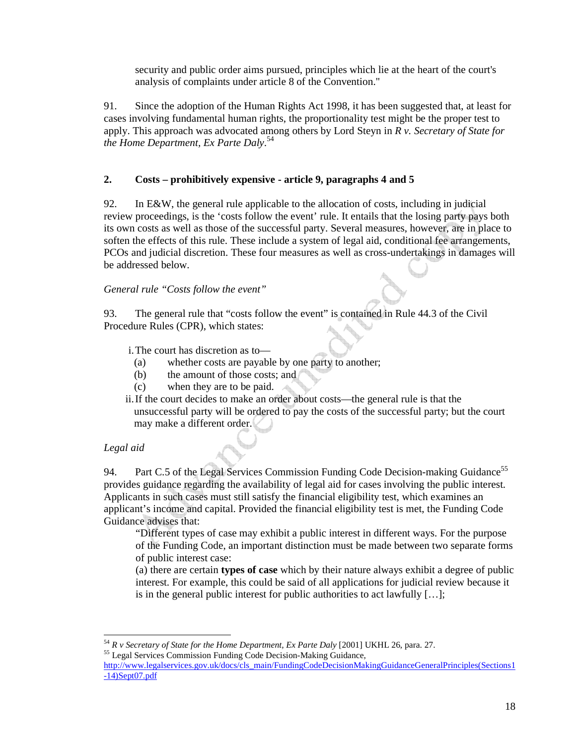> security and public order aims pursued, principles which lie at the heart of the court's analysis of complaints under article 8 of the Convention."

91. Since the adoption of the Human Rights Act 1998, it has been suggested that, at least for cases involving fundamental human rights, the proportionality test might be the proper test to apply. This approach was advocated among others by Lord Steyn in *R v. Secretary of State for the Home Department, Ex Parte Daly*.[54]

## 2. Costs – prohibitively expensive - article 9, paragraphs 4 and 5

92. In E&W, the general rule applicable to the allocation of costs, including in judicial review proceedings, is the 'costs follow the event' rule. It entails that the losing party pays both its own costs as well as those of the successful party. Several measures, however, are in place to soften the effects of this rule. These include a system of legal aid, conditional fee arrangements, PCOs and judicial discretion. These four measures as well as cross-undertakings in damages will be addressed below.

*General rule "Costs follow the event"*

93. The general rule that "costs follow the event" is contained in Rule 44.3 of the Civil Procedure Rules (CPR), which states:

> i. The court has discretion as to—
>   (a) whether costs are payable by one party to another;
>   (b) the amount of those costs; and
>   (c) when they are to be paid.
>
> ii. If the court decides to make an order about costs—the general rule is that the unsuccessful party will be ordered to pay the costs of the successful party; but the court may make a different order.

*Legal aid*

94. Part C.5 of the Legal Services Commission Funding Code Decision-making Guidance[55] provides guidance regarding the availability of legal aid for cases involving the public interest. Applicants in such cases must still satisfy the financial eligibility test, which examines an applicant's income and capital. Provided the financial eligibility test is met, the Funding Code Guidance advises that:

> "Different types of case may exhibit a public interest in different ways. For the purpose of the Funding Code, an important distinction must be made between two separate forms of public interest case:
>
> (a) there are certain **types of case** which by their nature always exhibit a degree of public interest. For example, this could be said of all applications for judicial review because it is in the general public interest for public authorities to act lawfully […];

---

[54] *R v Secretary of State for the Home Department, Ex Parte Daly* [2001] UKHL 26, para. 27.

[55] Legal Services Commission Funding Code Decision-Making Guidance, http://www.legalservices.gov.uk/docs/cls_main/FundingCodeDecisionMakingGuidanceGeneralPrinciples(Sections1-14)Sept07.pdf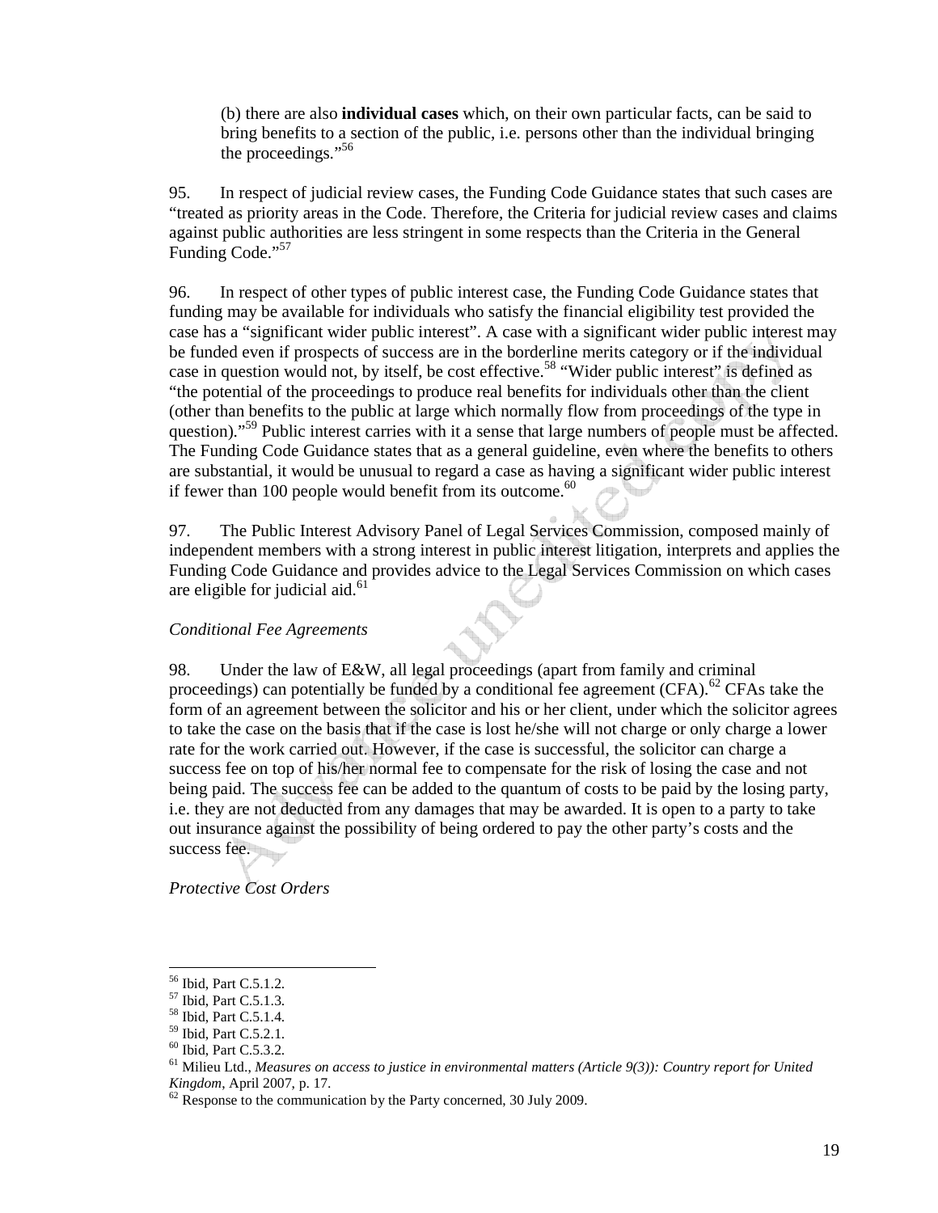(b) there are also **individual cases** which, on their own particular facts, can be said to bring benefits to a section of the public, i.e. persons other than the individual bringing the proceedings."[56]

95. In respect of judicial review cases, the Funding Code Guidance states that such cases are "treated as priority areas in the Code. Therefore, the Criteria for judicial review cases and claims against public authorities are less stringent in some respects than the Criteria in the General Funding Code."[57]

96. In respect of other types of public interest case, the Funding Code Guidance states that funding may be available for individuals who satisfy the financial eligibility test provided the case has a "significant wider public interest". A case with a significant wider public interest may be funded even if prospects of success are in the borderline merits category or if the individual case in question would not, by itself, be cost effective.[58] "Wider public interest" is defined as "the potential of the proceedings to produce real benefits for individuals other than the client (other than benefits to the public at large which normally flow from proceedings of the type in question)."[59] Public interest carries with it a sense that large numbers of people must be affected. The Funding Code Guidance states that as a general guideline, even where the benefits to others are substantial, it would be unusual to regard a case as having a significant wider public interest if fewer than 100 people would benefit from its outcome.[60]

97. The Public Interest Advisory Panel of Legal Services Commission, composed mainly of independent members with a strong interest in public interest litigation, interprets and applies the Funding Code Guidance and provides advice to the Legal Services Commission on which cases are eligible for judicial aid.[61]

*Conditional Fee Agreements*

98. Under the law of E&W, all legal proceedings (apart from family and criminal proceedings) can potentially be funded by a conditional fee agreement (CFA).[62] CFAs take the form of an agreement between the solicitor and his or her client, under which the solicitor agrees to take the case on the basis that if the case is lost he/she will not charge or only charge a lower rate for the work carried out. However, if the case is successful, the solicitor can charge a success fee on top of his/her normal fee to compensate for the risk of losing the case and not being paid. The success fee can be added to the quantum of costs to be paid by the losing party, i.e. they are not deducted from any damages that may be awarded. It is open to a party to take out insurance against the possibility of being ordered to pay the other party's costs and the success fee.

*Protective Cost Orders*

---

[56] Ibid, Part C.5.1.2.
[57] Ibid, Part C.5.1.3.
[58] Ibid, Part C.5.1.4.
[59] Ibid, Part C.5.2.1.
[60] Ibid, Part C.5.3.2.
[61] Milieu Ltd., *Measures on access to justice in environmental matters (Article 9(3)): Country report for United Kingdom*, April 2007, p. 17.
[62] Response to the communication by the Party concerned, 30 July 2009.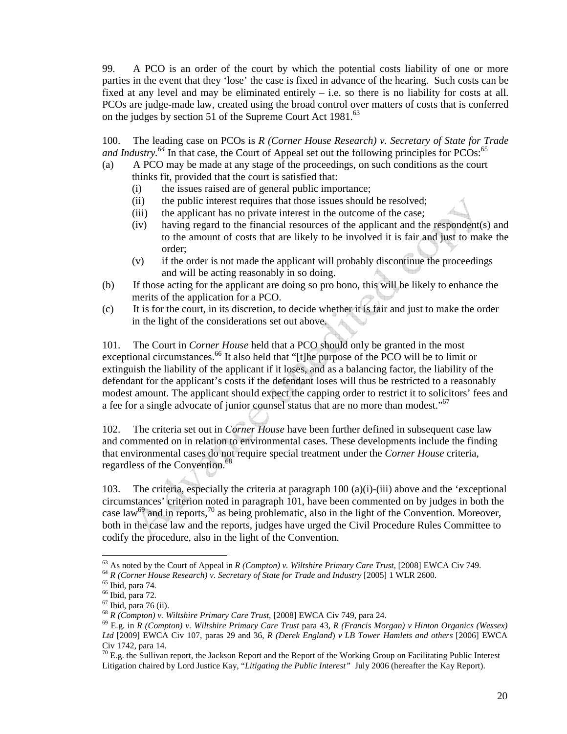99. A PCO is an order of the court by which the potential costs liability of one or more parties in the event that they 'lose' the case is fixed in advance of the hearing. Such costs can be fixed at any level and may be eliminated entirely – i.e. so there is no liability for costs at all. PCOs are judge-made law, created using the broad control over matters of costs that is conferred on the judges by section 51 of the Supreme Court Act 1981.[63]

100. The leading case on PCOs is *R (Corner House Research) v. Secretary of State for Trade and Industry.*[64] In that case, the Court of Appeal set out the following principles for PCOs:[65]

(a) A PCO may be made at any stage of the proceedings, on such conditions as the court thinks fit, provided that the court is satisfied that:
  - (i) the issues raised are of general public importance;
  - (ii) the public interest requires that those issues should be resolved;
  - (iii) the applicant has no private interest in the outcome of the case;
  - (iv) having regard to the financial resources of the applicant and the respondent(s) and to the amount of costs that are likely to be involved it is fair and just to make the order;
  - (v) if the order is not made the applicant will probably discontinue the proceedings and will be acting reasonably in so doing.

(b) If those acting for the applicant are doing so pro bono, this will be likely to enhance the merits of the application for a PCO.

(c) It is for the court, in its discretion, to decide whether it is fair and just to make the order in the light of the considerations set out above.

101. The Court in *Corner House* held that a PCO should only be granted in the most exceptional circumstances.[66] It also held that "[t]he purpose of the PCO will be to limit or extinguish the liability of the applicant if it loses, and as a balancing factor, the liability of the defendant for the applicant's costs if the defendant loses will thus be restricted to a reasonably modest amount. The applicant should expect the capping order to restrict it to solicitors' fees and a fee for a single advocate of junior counsel status that are no more than modest."[67]

102. The criteria set out in *Corner House* have been further defined in subsequent case law and commented on in relation to environmental cases. These developments include the finding that environmental cases do not require special treatment under the *Corner House* criteria, regardless of the Convention.[68]

103. The criteria, especially the criteria at paragraph 100 (a)(i)-(iii) above and the 'exceptional circumstances' criterion noted in paragraph 101, have been commented on by judges in both the case law[69] and in reports,[70] as being problematic, also in the light of the Convention. Moreover, both in the case law and the reports, judges have urged the Civil Procedure Rules Committee to codify the procedure, also in the light of the Convention.

---

[63] As noted by the Court of Appeal in *R (Compton) v. Wiltshire Primary Care Trust*, [2008] EWCA Civ 749.

[64] *R (Corner House Research) v. Secretary of State for Trade and Industry* [2005] 1 WLR 2600.

[65] Ibid, para 74.

[66] Ibid, para 72.

[67] Ibid, para 76 (ii).

[68] *R (Compton) v. Wiltshire Primary Care Trust*, [2008] EWCA Civ 749, para 24.

[69] E.g. in *R (Compton) v. Wiltshire Primary Care Trust* para 43, *R (Francis Morgan) v Hinton Organics (Wessex) Ltd* [2009] EWCA Civ 107, paras 29 and 36, *R (Derek England) v LB Tower Hamlets and others* [2006] EWCA Civ 1742, para 14.

[70] E.g. the Sullivan report, the Jackson Report and the Report of the Working Group on Facilitating Public Interest Litigation chaired by Lord Justice Kay, "*Litigating the Public Interest*" July 2006 (hereafter the Kay Report).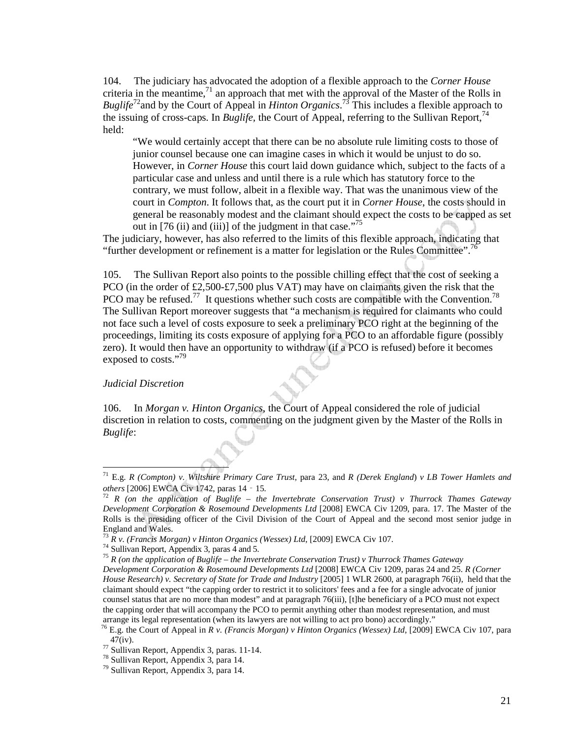104. The judiciary has advocated the adoption of a flexible approach to the *Corner House* criteria in the meantime,[71] an approach that met with the approval of the Master of the Rolls in *Buglife*[72] and by the Court of Appeal in *Hinton Organics*.[73] This includes a flexible approach to the issuing of cross-caps. In *Buglife*, the Court of Appeal, referring to the Sullivan Report,[74] held:

> "We would certainly accept that there can be no absolute rule limiting costs to those of junior counsel because one can imagine cases in which it would be unjust to do so. However, in *Corner House* this court laid down guidance which, subject to the facts of a particular case and unless and until there is a rule which has statutory force to the contrary, we must follow, albeit in a flexible way. That was the unanimous view of the court in *Compton*. It follows that, as the court put it in *Corner House*, the costs should in general be reasonably modest and the claimant should expect the costs to be capped as set out in [76 (ii) and (iii)] of the judgment in that case."[75]

The judiciary, however, has also referred to the limits of this flexible approach, indicating that "further development or refinement is a matter for legislation or the Rules Committee".[76]

105. The Sullivan Report also points to the possible chilling effect that the cost of seeking a PCO (in the order of £2,500-£7,500 plus VAT) may have on claimants given the risk that the PCO may be refused.[77] It questions whether such costs are compatible with the Convention.[78] The Sullivan Report moreover suggests that "a mechanism is required for claimants who could not face such a level of costs exposure to seek a preliminary PCO right at the beginning of the proceedings, limiting its costs exposure of applying for a PCO to an affordable figure (possibly zero). It would then have an opportunity to withdraw (if a PCO is refused) before it becomes exposed to costs."[79]

*Judicial Discretion*

106. In *Morgan v. Hinton Organics*, the Court of Appeal considered the role of judicial discretion in relation to costs, commenting on the judgment given by the Master of the Rolls in *Buglife*:

---

[71] E.g. *R (Compton) v. Wiltshire Primary Care Trust*, para 23, and *R (Derek England) v LB Tower Hamlets and others* [2006] EWCA Civ 1742, paras 14 - 15.

[72] *R (on the application of Buglife – the Invertebrate Conservation Trust) v Thurrock Thames Gateway Development Corporation & Rosemound Developments Ltd* [2008] EWCA Civ 1209, para. 17. The Master of the Rolls is the presiding officer of the Civil Division of the Court of Appeal and the second most senior judge in England and Wales.

[73] *R v. (Francis Morgan) v Hinton Organics (Wessex) Ltd*, [2009] EWCA Civ 107.

[74] Sullivan Report, Appendix 3, paras 4 and 5.

[75] *R (on the application of Buglife – the Invertebrate Conservation Trust) v Thurrock Thames Gateway Development Corporation & Rosemound Developments Ltd* [2008] EWCA Civ 1209, paras 24 and 25. *R (Corner House Research) v. Secretary of State for Trade and Industry* [2005] 1 WLR 2600, at paragraph 76(ii), held that the claimant should expect "the capping order to restrict it to solicitors' fees and a fee for a single advocate of junior counsel status that are no more than modest" and at paragraph 76(iii), [t]he beneficiary of a PCO must not expect the capping order that will accompany the PCO to permit anything other than modest representation, and must arrange its legal representation (when its lawyers are not willing to act pro bono) accordingly."

[76] E.g. the Court of Appeal in *R v. (Francis Morgan) v Hinton Organics (Wessex) Ltd*, [2009] EWCA Civ 107, para 47(iv).

[77] Sullivan Report, Appendix 3, paras. 11-14.

[78] Sullivan Report, Appendix 3, para 14.

[79] Sullivan Report, Appendix 3, para 14.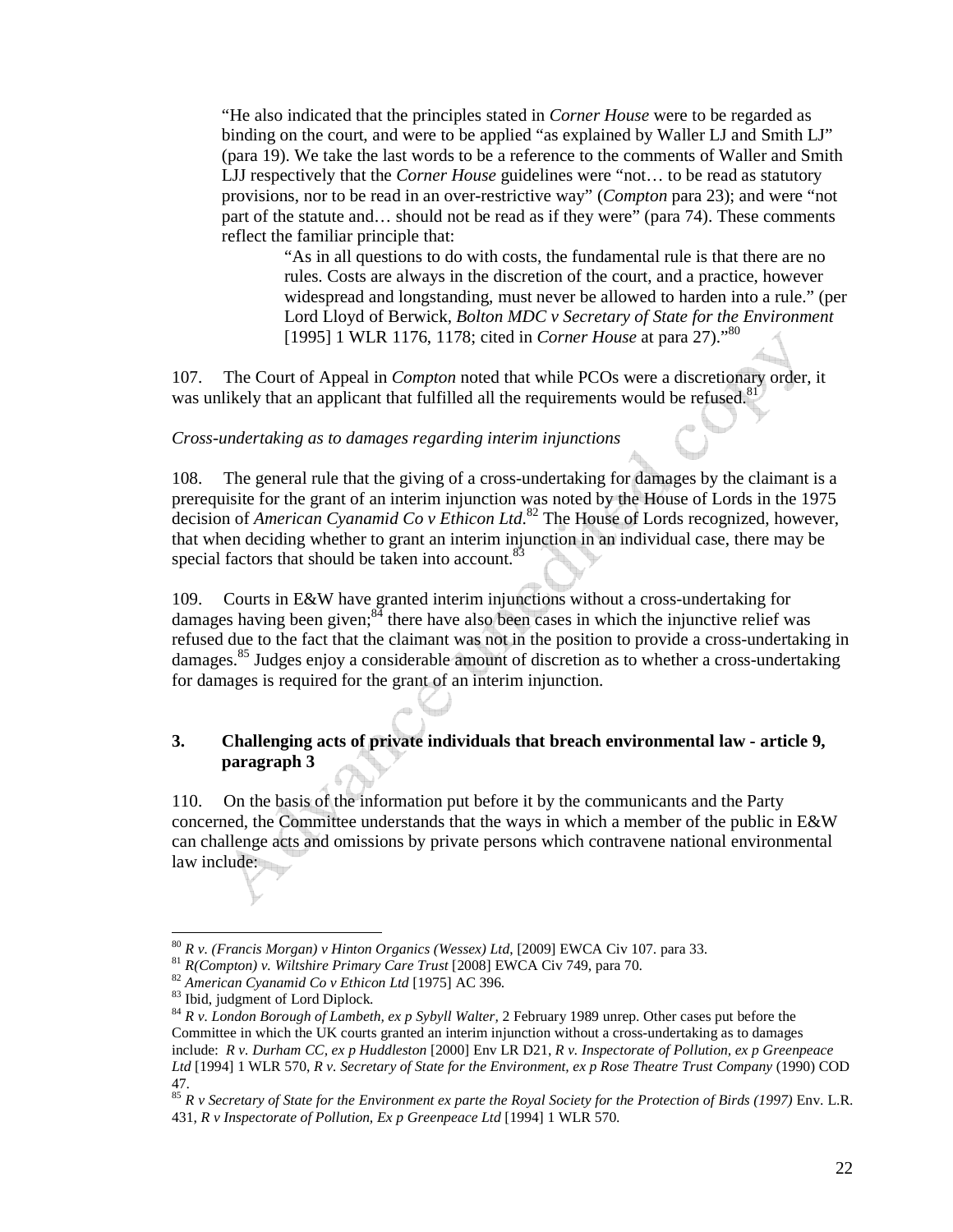> "He also indicated that the principles stated in *Corner House* were to be regarded as binding on the court, and were to be applied "as explained by Waller LJ and Smith LJ" (para 19). We take the last words to be a reference to the comments of Waller and Smith LJJ respectively that the *Corner House* guidelines were "not… to be read as statutory provisions, nor to be read in an over-restrictive way" (*Compton* para 23); and were "not part of the statute and… should not be read as if they were" (para 74). These comments reflect the familiar principle that:
>
> > "As in all questions to do with costs, the fundamental rule is that there are no rules. Costs are always in the discretion of the court, and a practice, however widespread and longstanding, must never be allowed to harden into a rule." (per Lord Lloyd of Berwick, *Bolton MDC v Secretary of State for the Environment* [1995] 1 WLR 1176, 1178; cited in *Corner House* at para 27)."[80]

107. The Court of Appeal in *Compton* noted that while PCOs were a discretionary order, it was unlikely that an applicant that fulfilled all the requirements would be refused.[81]

*Cross-undertaking as to damages regarding interim injunctions*

108. The general rule that the giving of a cross-undertaking for damages by the claimant is a prerequisite for the grant of an interim injunction was noted by the House of Lords in the 1975 decision of *American Cyanamid Co v Ethicon Ltd*.[82] The House of Lords recognized, however, that when deciding whether to grant an interim injunction in an individual case, there may be special factors that should be taken into account.[83]

109. Courts in E&W have granted interim injunctions without a cross-undertaking for damages having been given;[84] there have also been cases in which the injunctive relief was refused due to the fact that the claimant was not in the position to provide a cross-undertaking in damages.[85] Judges enjoy a considerable amount of discretion as to whether a cross-undertaking for damages is required for the grant of an interim injunction.

## 3. Challenging acts of private individuals that breach environmental law - article 9, paragraph 3

110. On the basis of the information put before it by the communicants and the Party concerned, the Committee understands that the ways in which a member of the public in E&W can challenge acts and omissions by private persons which contravene national environmental law include:

---

[80] *R v. (Francis Morgan) v Hinton Organics (Wessex) Ltd*, [2009] EWCA Civ 107. para 33.

[81] *R(Compton) v. Wiltshire Primary Care Trust* [2008] EWCA Civ 749, para 70.

[82] *American Cyanamid Co v Ethicon Ltd* [1975] AC 396.

[83] Ibid, judgment of Lord Diplock.

[84] *R v. London Borough of Lambeth, ex p Sybyll Walter,* 2 February 1989 unrep. Other cases put before the Committee in which the UK courts granted an interim injunction without a cross-undertaking as to damages include: *R v. Durham CC, ex p Huddleston* [2000] Env LR D21, *R v. Inspectorate of Pollution, ex p Greenpeace Ltd* [1994] 1 WLR 570, *R v. Secretary of State for the Environment, ex p Rose Theatre Trust Company* (1990) COD 47.

[85] *R v Secretary of State for the Environment ex parte the Royal Society for the Protection of Birds (1997)* Env. L.R. 431, *R v Inspectorate of Pollution, Ex p Greenpeace Ltd* [1994] 1 WLR 570.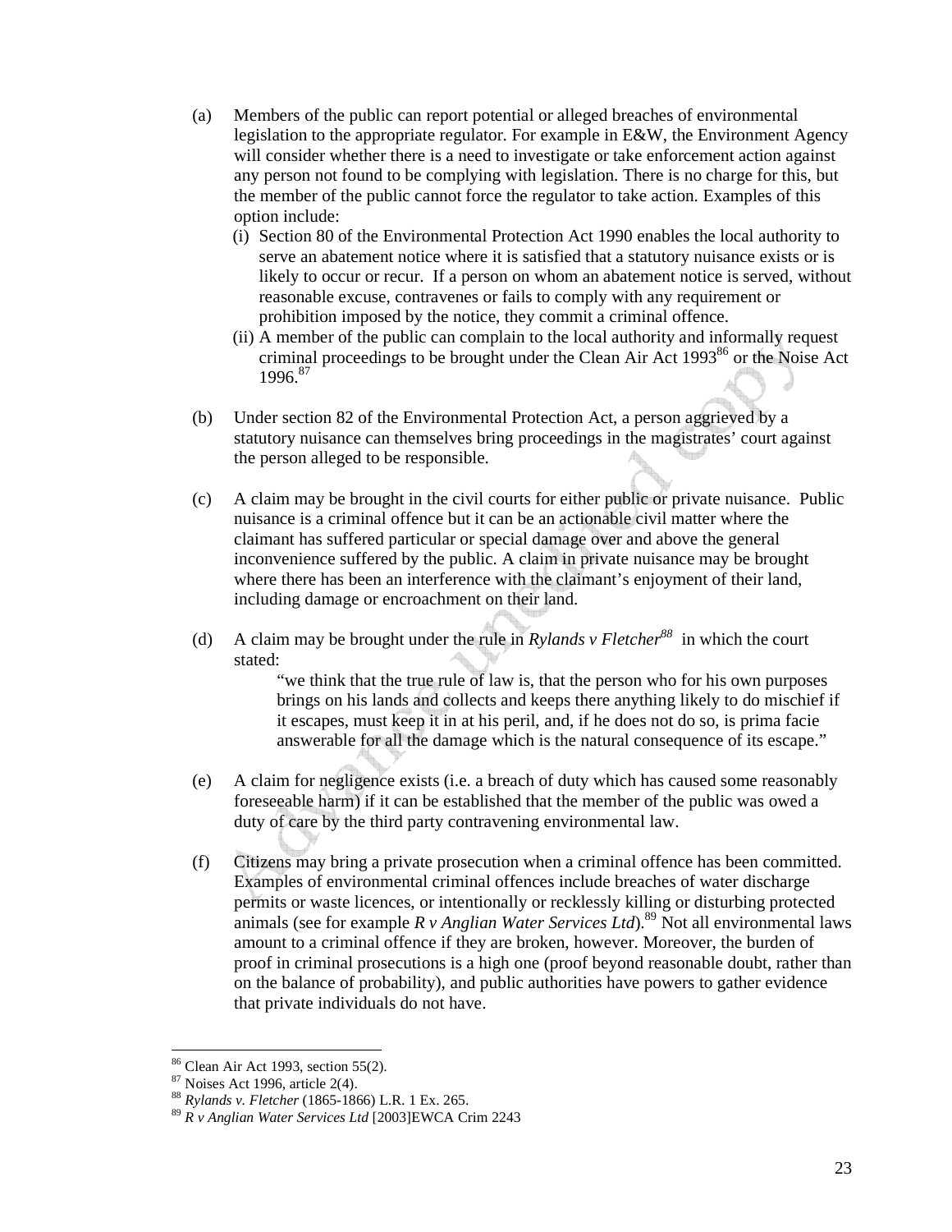(a) Members of the public can report potential or alleged breaches of environmental legislation to the appropriate regulator. For example in E&W, the Environment Agency will consider whether there is a need to investigate or take enforcement action against any person not found to be complying with legislation. There is no charge for this, but the member of the public cannot force the regulator to take action. Examples of this option include:

   (i) Section 80 of the Environmental Protection Act 1990 enables the local authority to serve an abatement notice where it is satisfied that a statutory nuisance exists or is likely to occur or recur. If a person on whom an abatement notice is served, without reasonable excuse, contravenes or fails to comply with any requirement or prohibition imposed by the notice, they commit a criminal offence.

   (ii) A member of the public can complain to the local authority and informally request criminal proceedings to be brought under the Clean Air Act 1993[86] or the Noise Act 1996.[87]

(b) Under section 82 of the Environmental Protection Act, a person aggrieved by a statutory nuisance can themselves bring proceedings in the magistrates' court against the person alleged to be responsible.

(c) A claim may be brought in the civil courts for either public or private nuisance. Public nuisance is a criminal offence but it can be an actionable civil matter where the claimant has suffered particular or special damage over and above the general inconvenience suffered by the public. A claim in private nuisance may be brought where there has been an interference with the claimant's enjoyment of their land, including damage or encroachment on their land.

(d) A claim may be brought under the rule in *Rylands v Fletcher*[88] in which the court stated:

> "we think that the true rule of law is, that the person who for his own purposes brings on his lands and collects and keeps there anything likely to do mischief if it escapes, must keep it in at his peril, and, if he does not do so, is prima facie answerable for all the damage which is the natural consequence of its escape."

(e) A claim for negligence exists (i.e. a breach of duty which has caused some reasonably foreseeable harm) if it can be established that the member of the public was owed a duty of care by the third party contravening environmental law.

(f) Citizens may bring a private prosecution when a criminal offence has been committed. Examples of environmental criminal offences include breaches of water discharge permits or waste licences, or intentionally or recklessly killing or disturbing protected animals (see for example *R v Anglian Water Services Ltd*).[89] Not all environmental laws amount to a criminal offence if they are broken, however. Moreover, the burden of proof in criminal prosecutions is a high one (proof beyond reasonable doubt, rather than on the balance of probability), and public authorities have powers to gather evidence that private individuals do not have.

---

[86] Clean Air Act 1993, section 55(2).

[87] Noises Act 1996, article 2(4).

[88] *Rylands v. Fletcher* (1865-1866) L.R. 1 Ex. 265.

[89] *R v Anglian Water Services Ltd* [2003]EWCA Crim 2243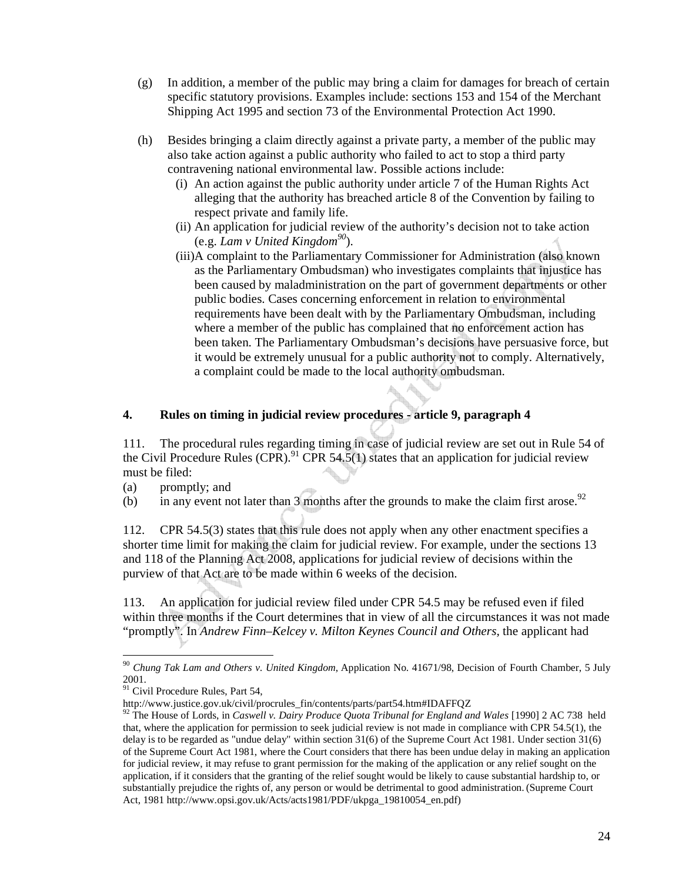(g) In addition, a member of the public may bring a claim for damages for breach of certain specific statutory provisions. Examples include: sections 153 and 154 of the Merchant Shipping Act 1995 and section 73 of the Environmental Protection Act 1990.

(h) Besides bringing a claim directly against a private party, a member of the public may also take action against a public authority who failed to act to stop a third party contravening national environmental law. Possible actions include:

   (i) An action against the public authority under article 7 of the Human Rights Act alleging that the authority has breached article 8 of the Convention by failing to respect private and family life.

   (ii) An application for judicial review of the authority's decision not to take action (e.g. *Lam v United Kingdom*[90]).

   (iii) A complaint to the Parliamentary Commissioner for Administration (also known as the Parliamentary Ombudsman) who investigates complaints that injustice has been caused by maladministration on the part of government departments or other public bodies. Cases concerning enforcement in relation to environmental requirements have been dealt with by the Parliamentary Ombudsman, including where a member of the public has complained that no enforcement action has been taken. The Parliamentary Ombudsman's decisions have persuasive force, but it would be extremely unusual for a public authority not to comply. Alternatively, a complaint could be made to the local authority ombudsman.

## 4. Rules on timing in judicial review procedures - article 9, paragraph 4

111. The procedural rules regarding timing in case of judicial review are set out in Rule 54 of the Civil Procedure Rules (CPR).[91] CPR 54.5(1) states that an application for judicial review must be filed:

(a) promptly; and

(b) in any event not later than 3 months after the grounds to make the claim first arose.[92]

112. CPR 54.5(3) states that this rule does not apply when any other enactment specifies a shorter time limit for making the claim for judicial review. For example, under the sections 13 and 118 of the Planning Act 2008, applications for judicial review of decisions within the purview of that Act are to be made within 6 weeks of the decision.

113. An application for judicial review filed under CPR 54.5 may be refused even if filed within three months if the Court determines that in view of all the circumstances it was not made "promptly". In *Andrew Finn–Kelcey v. Milton Keynes Council and Others,* the applicant had

---

[90] *Chung Tak Lam and Others v. United Kingdom*, Application No. 41671/98, Decision of Fourth Chamber, 5 July 2001.

[91] Civil Procedure Rules, Part 54, http://www.justice.gov.uk/civil/procrules_fin/contents/parts/part54.htm#IDAFFQZ

[92] The House of Lords, in *Caswell v. Dairy Produce Quota Tribunal for England and Wales* [1990] 2 AC 738 held that, where the application for permission to seek judicial review is not made in compliance with CPR 54.5(1), the delay is to be regarded as "undue delay" within section 31(6) of the Supreme Court Act 1981. Under section 31(6) of the Supreme Court Act 1981, where the Court considers that there has been undue delay in making an application for judicial review, it may refuse to grant permission for the making of the application or any relief sought on the application, if it considers that the granting of the relief sought would be likely to cause substantial hardship to, or substantially prejudice the rights of, any person or would be detrimental to good administration. (Supreme Court Act, 1981 http://www.opsi.gov.uk/Acts/acts1981/PDF/ukpga_19810054_en.pdf)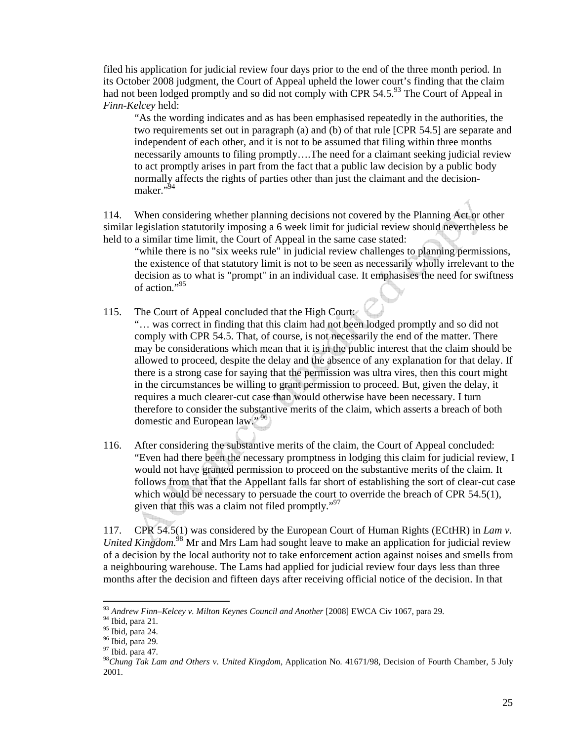filed his application for judicial review four days prior to the end of the three month period. In its October 2008 judgment, the Court of Appeal upheld the lower court's finding that the claim had not been lodged promptly and so did not comply with CPR 54.5.[93] The Court of Appeal in *Finn-Kelcey* held:

> "As the wording indicates and as has been emphasised repeatedly in the authorities, the two requirements set out in paragraph (a) and (b) of that rule [CPR 54.5] are separate and independent of each other, and it is not to be assumed that filing within three months necessarily amounts to filing promptly….The need for a claimant seeking judicial review to act promptly arises in part from the fact that a public law decision by a public body normally affects the rights of parties other than just the claimant and the decision-maker."[94]

114. When considering whether planning decisions not covered by the Planning Act or other similar legislation statutorily imposing a 6 week limit for judicial review should nevertheless be held to a similar time limit, the Court of Appeal in the same case stated:

> "while there is no "six weeks rule" in judicial review challenges to planning permissions, the existence of that statutory limit is not to be seen as necessarily wholly irrelevant to the decision as to what is "prompt" in an individual case. It emphasises the need for swiftness of action."[95]

115. The Court of Appeal concluded that the High Court:

> "… was correct in finding that this claim had not been lodged promptly and so did not comply with CPR 54.5. That, of course, is not necessarily the end of the matter. There may be considerations which mean that it is in the public interest that the claim should be allowed to proceed, despite the delay and the absence of any explanation for that delay. If there is a strong case for saying that the permission was ultra vires, then this court might in the circumstances be willing to grant permission to proceed. But, given the delay, it requires a much clearer-cut case than would otherwise have been necessary. I turn therefore to consider the substantive merits of the claim, which asserts a breach of both domestic and European law."[96]

116. After considering the substantive merits of the claim, the Court of Appeal concluded: "Even had there been the necessary promptness in lodging this claim for judicial review, I would not have granted permission to proceed on the substantive merits of the claim. It follows from that that the Appellant falls far short of establishing the sort of clear-cut case which would be necessary to persuade the court to override the breach of CPR 54.5(1), given that this was a claim not filed promptly."[97]

117. CPR 54.5(1) was considered by the European Court of Human Rights (ECtHR) in *Lam v. United Kingdom*.[98] Mr and Mrs Lam had sought leave to make an application for judicial review of a decision by the local authority not to take enforcement action against noises and smells from a neighbouring warehouse. The Lams had applied for judicial review four days less than three months after the decision and fifteen days after receiving official notice of the decision. In that

---

[93] *Andrew Finn–Kelcey v. Milton Keynes Council and Another* [2008] EWCA Civ 1067, para 29.
[94] Ibid, para 21.
[95] Ibid, para 24.
[96] Ibid, para 29.
[97] Ibid. para 47.
[98] *Chung Tak Lam and Others v. United Kingdom*, Application No. 41671/98, Decision of Fourth Chamber, 5 July 2001.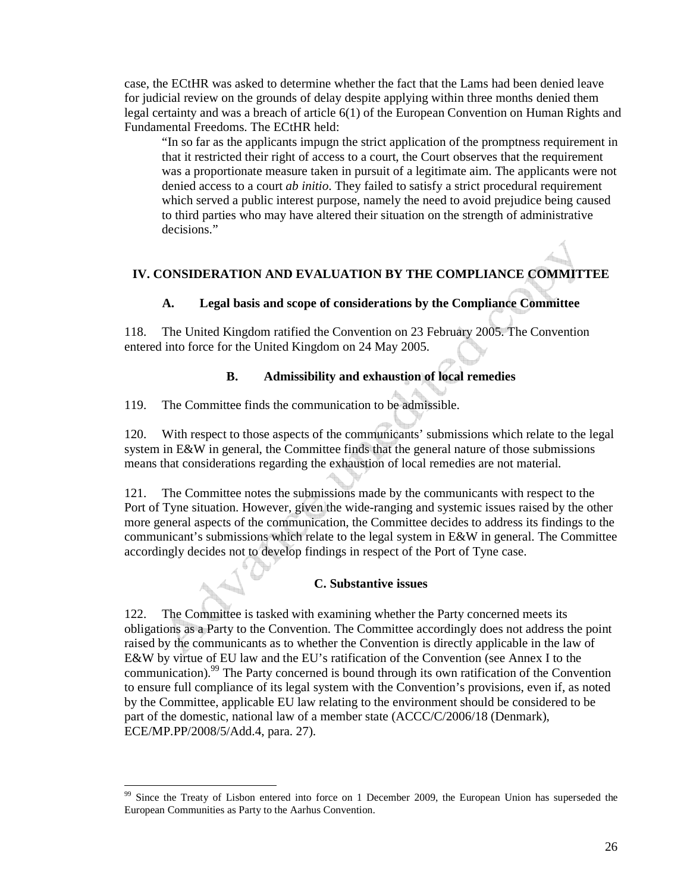case, the ECtHR was asked to determine whether the fact that the Lams had been denied leave for judicial review on the grounds of delay despite applying within three months denied them legal certainty and was a breach of article 6(1) of the European Convention on Human Rights and Fundamental Freedoms. The ECtHR held:

> "In so far as the applicants impugn the strict application of the promptness requirement in that it restricted their right of access to a court, the Court observes that the requirement was a proportionate measure taken in pursuit of a legitimate aim. The applicants were not denied access to a court *ab initio*. They failed to satisfy a strict procedural requirement which served a public interest purpose, namely the need to avoid prejudice being caused to third parties who may have altered their situation on the strength of administrative decisions."

## IV. CONSIDERATION AND EVALUATION BY THE COMPLIANCE COMMITTEE

### A. Legal basis and scope of considerations by the Compliance Committee

118. The United Kingdom ratified the Convention on 23 February 2005. The Convention entered into force for the United Kingdom on 24 May 2005.

### B. Admissibility and exhaustion of local remedies

119. The Committee finds the communication to be admissible.

120. With respect to those aspects of the communicants' submissions which relate to the legal system in E&W in general, the Committee finds that the general nature of those submissions means that considerations regarding the exhaustion of local remedies are not material.

121. The Committee notes the submissions made by the communicants with respect to the Port of Tyne situation. However, given the wide-ranging and systemic issues raised by the other more general aspects of the communication, the Committee decides to address its findings to the communicant's submissions which relate to the legal system in E&W in general. The Committee accordingly decides not to develop findings in respect of the Port of Tyne case.

### C. Substantive issues

122. The Committee is tasked with examining whether the Party concerned meets its obligations as a Party to the Convention. The Committee accordingly does not address the point raised by the communicants as to whether the Convention is directly applicable in the law of E&W by virtue of EU law and the EU's ratification of the Convention (see Annex I to the communication).[99] The Party concerned is bound through its own ratification of the Convention to ensure full compliance of its legal system with the Convention's provisions, even if, as noted by the Committee, applicable EU law relating to the environment should be considered to be part of the domestic, national law of a member state (ACCC/C/2006/18 (Denmark), ECE/MP.PP/2008/5/Add.4, para. 27).

---

[99] Since the Treaty of Lisbon entered into force on 1 December 2009, the European Union has superseded the European Communities as Party to the Aarhus Convention.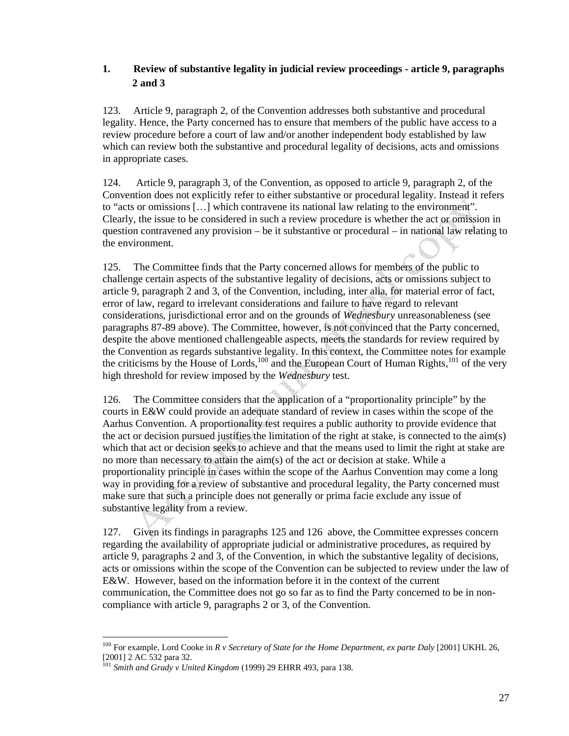## 1. Review of substantive legality in judicial review proceedings - article 9, paragraphs 2 and 3

123. Article 9, paragraph 2, of the Convention addresses both substantive and procedural legality. Hence, the Party concerned has to ensure that members of the public have access to a review procedure before a court of law and/or another independent body established by law which can review both the substantive and procedural legality of decisions, acts and omissions in appropriate cases.

124. Article 9, paragraph 3, of the Convention, as opposed to article 9, paragraph 2, of the Convention does not explicitly refer to either substantive or procedural legality. Instead it refers to "acts or omissions […] which contravene its national law relating to the environment". Clearly, the issue to be considered in such a review procedure is whether the act or omission in question contravened any provision – be it substantive or procedural – in national law relating to the environment.

125. The Committee finds that the Party concerned allows for members of the public to challenge certain aspects of the substantive legality of decisions, acts or omissions subject to article 9, paragraph 2 and 3, of the Convention, including, inter alia, for material error of fact, error of law, regard to irrelevant considerations and failure to have regard to relevant considerations, jurisdictional error and on the grounds of *Wednesbury* unreasonableness (see paragraphs 87-89 above). The Committee, however, is not convinced that the Party concerned, despite the above mentioned challengeable aspects, meets the standards for review required by the Convention as regards substantive legality. In this context, the Committee notes for example the criticisms by the House of Lords,[100] and the European Court of Human Rights,[101] of the very high threshold for review imposed by the *Wednesbury* test.

126. The Committee considers that the application of a "proportionality principle" by the courts in E&W could provide an adequate standard of review in cases within the scope of the Aarhus Convention. A proportionality test requires a public authority to provide evidence that the act or decision pursued justifies the limitation of the right at stake, is connected to the aim(s) which that act or decision seeks to achieve and that the means used to limit the right at stake are no more than necessary to attain the aim(s) of the act or decision at stake. While a proportionality principle in cases within the scope of the Aarhus Convention may come a long way in providing for a review of substantive and procedural legality, the Party concerned must make sure that such a principle does not generally or prima facie exclude any issue of substantive legality from a review.

127. Given its findings in paragraphs 125 and 126 above, the Committee expresses concern regarding the availability of appropriate judicial or administrative procedures, as required by article 9, paragraphs 2 and 3, of the Convention, in which the substantive legality of decisions, acts or omissions within the scope of the Convention can be subjected to review under the law of E&W. However, based on the information before it in the context of the current communication, the Committee does not go so far as to find the Party concerned to be in non-compliance with article 9, paragraphs 2 or 3, of the Convention.

---

[100] For example, Lord Cooke in *R v Secretary of State for the Home Department, ex parte Daly* [2001] UKHL 26, [2001] 2 AC 532 para 32.

[101] *Smith and Grady v United Kingdom* (1999) 29 EHRR 493, para 138.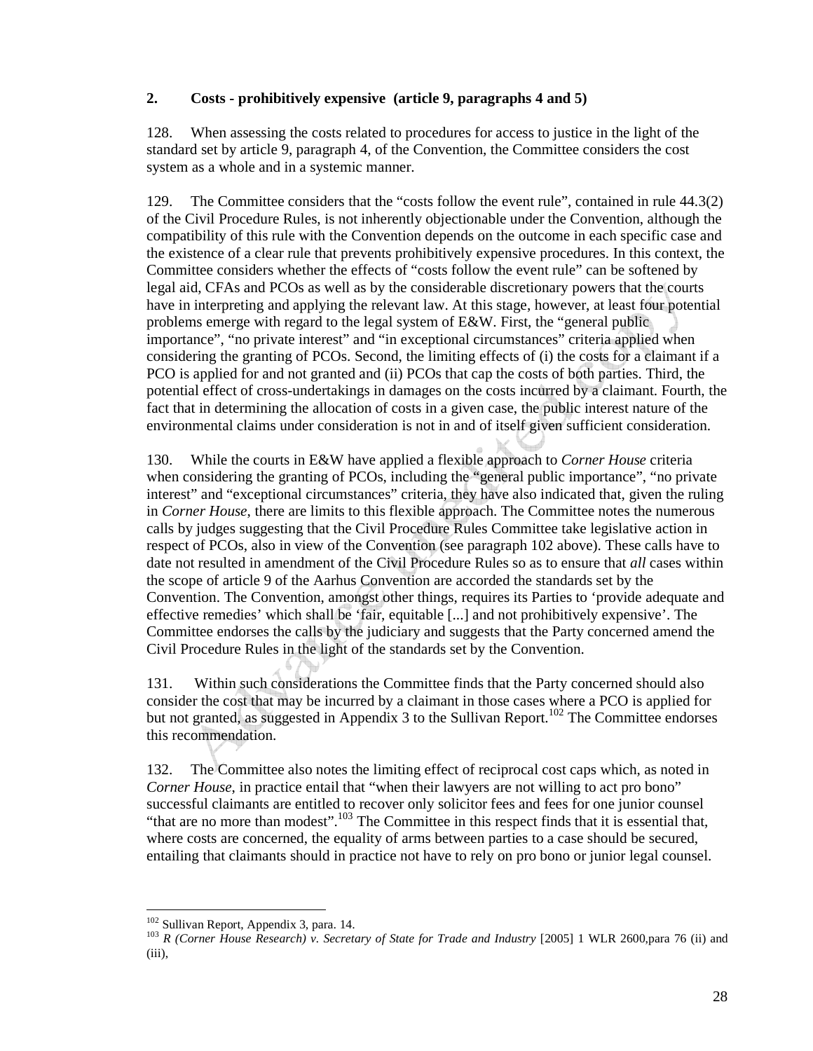## 2. Costs - prohibitively expensive (article 9, paragraphs 4 and 5)

128. When assessing the costs related to procedures for access to justice in the light of the standard set by article 9, paragraph 4, of the Convention, the Committee considers the cost system as a whole and in a systemic manner.

129. The Committee considers that the "costs follow the event rule", contained in rule 44.3(2) of the Civil Procedure Rules, is not inherently objectionable under the Convention, although the compatibility of this rule with the Convention depends on the outcome in each specific case and the existence of a clear rule that prevents prohibitively expensive procedures. In this context, the Committee considers whether the effects of "costs follow the event rule" can be softened by legal aid, CFAs and PCOs as well as by the considerable discretionary powers that the courts have in interpreting and applying the relevant law. At this stage, however, at least four potential problems emerge with regard to the legal system of E&W. First, the "general public importance", "no private interest" and "in exceptional circumstances" criteria applied when considering the granting of PCOs. Second, the limiting effects of (i) the costs for a claimant if a PCO is applied for and not granted and (ii) PCOs that cap the costs of both parties. Third, the potential effect of cross-undertakings in damages on the costs incurred by a claimant. Fourth, the fact that in determining the allocation of costs in a given case, the public interest nature of the environmental claims under consideration is not in and of itself given sufficient consideration.

130. While the courts in E&W have applied a flexible approach to *Corner House* criteria when considering the granting of PCOs, including the "general public importance", "no private interest" and "exceptional circumstances" criteria, they have also indicated that, given the ruling in *Corner House*, there are limits to this flexible approach. The Committee notes the numerous calls by judges suggesting that the Civil Procedure Rules Committee take legislative action in respect of PCOs, also in view of the Convention (see paragraph 102 above). These calls have to date not resulted in amendment of the Civil Procedure Rules so as to ensure that *all* cases within the scope of article 9 of the Aarhus Convention are accorded the standards set by the Convention. The Convention, amongst other things, requires its Parties to 'provide adequate and effective remedies' which shall be 'fair, equitable [...] and not prohibitively expensive'. The Committee endorses the calls by the judiciary and suggests that the Party concerned amend the Civil Procedure Rules in the light of the standards set by the Convention.

131. Within such considerations the Committee finds that the Party concerned should also consider the cost that may be incurred by a claimant in those cases where a PCO is applied for but not granted, as suggested in Appendix 3 to the Sullivan Report.[102] The Committee endorses this recommendation.

132. The Committee also notes the limiting effect of reciprocal cost caps which, as noted in *Corner House*, in practice entail that "when their lawyers are not willing to act pro bono" successful claimants are entitled to recover only solicitor fees and fees for one junior counsel "that are no more than modest".[103] The Committee in this respect finds that it is essential that, where costs are concerned, the equality of arms between parties to a case should be secured, entailing that claimants should in practice not have to rely on pro bono or junior legal counsel.

---

[102] Sullivan Report, Appendix 3, para. 14.

[103] *R (Corner House Research) v. Secretary of State for Trade and Industry* [2005] 1 WLR 2600,para 76 (ii) and (iii),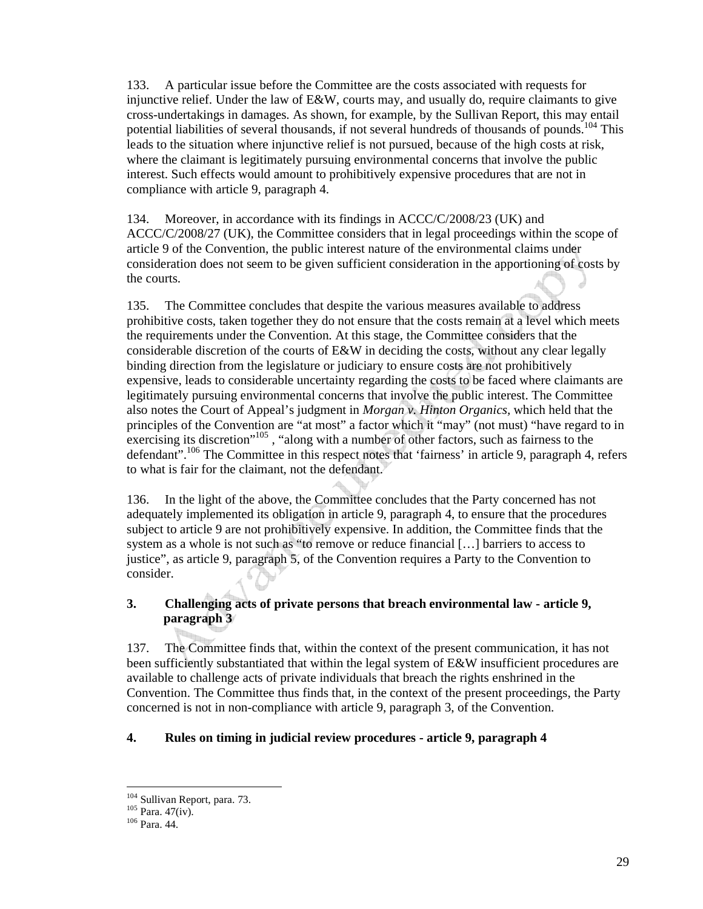133. A particular issue before the Committee are the costs associated with requests for injunctive relief. Under the law of E&W, courts may, and usually do, require claimants to give cross-undertakings in damages. As shown, for example, by the Sullivan Report, this may entail potential liabilities of several thousands, if not several hundreds of thousands of pounds.[104] This leads to the situation where injunctive relief is not pursued, because of the high costs at risk, where the claimant is legitimately pursuing environmental concerns that involve the public interest. Such effects would amount to prohibitively expensive procedures that are not in compliance with article 9, paragraph 4.

134. Moreover, in accordance with its findings in ACCC/C/2008/23 (UK) and ACCC/C/2008/27 (UK), the Committee considers that in legal proceedings within the scope of article 9 of the Convention, the public interest nature of the environmental claims under consideration does not seem to be given sufficient consideration in the apportioning of costs by the courts.

135. The Committee concludes that despite the various measures available to address prohibitive costs, taken together they do not ensure that the costs remain at a level which meets the requirements under the Convention. At this stage, the Committee considers that the considerable discretion of the courts of E&W in deciding the costs, without any clear legally binding direction from the legislature or judiciary to ensure costs are not prohibitively expensive, leads to considerable uncertainty regarding the costs to be faced where claimants are legitimately pursuing environmental concerns that involve the public interest. The Committee also notes the Court of Appeal's judgment in *Morgan v. Hinton Organics*, which held that the principles of the Convention are "at most" a factor which it "may" (not must) "have regard to in exercising its discretion"[105] , "along with a number of other factors, such as fairness to the defendant".[106] The Committee in this respect notes that 'fairness' in article 9, paragraph 4, refers to what is fair for the claimant, not the defendant.

136. In the light of the above, the Committee concludes that the Party concerned has not adequately implemented its obligation in article 9, paragraph 4, to ensure that the procedures subject to article 9 are not prohibitively expensive. In addition, the Committee finds that the system as a whole is not such as "to remove or reduce financial […] barriers to access to justice", as article 9, paragraph 5, of the Convention requires a Party to the Convention to consider.

### 3. Challenging acts of private persons that breach environmental law - article 9, paragraph 3

137. The Committee finds that, within the context of the present communication, it has not been sufficiently substantiated that within the legal system of E&W insufficient procedures are available to challenge acts of private individuals that breach the rights enshrined in the Convention. The Committee thus finds that, in the context of the present proceedings, the Party concerned is not in non-compliance with article 9, paragraph 3, of the Convention.

### 4. Rules on timing in judicial review procedures - article 9, paragraph 4

---

[104] Sullivan Report, para. 73.

[105] Para. 47(iv).

[106] Para. 44.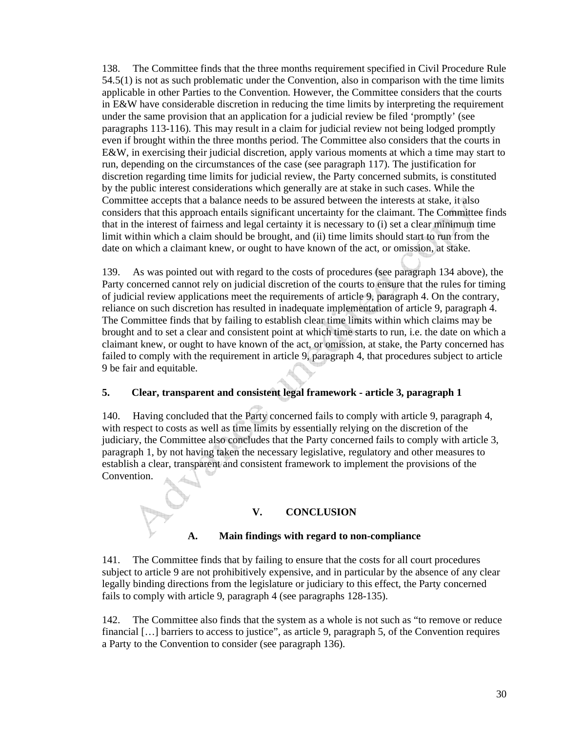138. The Committee finds that the three months requirement specified in Civil Procedure Rule 54.5(1) is not as such problematic under the Convention, also in comparison with the time limits applicable in other Parties to the Convention. However, the Committee considers that the courts in E&W have considerable discretion in reducing the time limits by interpreting the requirement under the same provision that an application for a judicial review be filed 'promptly' (see paragraphs 113-116). This may result in a claim for judicial review not being lodged promptly even if brought within the three months period. The Committee also considers that the courts in E&W, in exercising their judicial discretion, apply various moments at which a time may start to run, depending on the circumstances of the case (see paragraph 117). The justification for discretion regarding time limits for judicial review, the Party concerned submits, is constituted by the public interest considerations which generally are at stake in such cases. While the Committee accepts that a balance needs to be assured between the interests at stake, it also considers that this approach entails significant uncertainty for the claimant. The Committee finds that in the interest of fairness and legal certainty it is necessary to (i) set a clear minimum time limit within which a claim should be brought, and (ii) time limits should start to run from the date on which a claimant knew, or ought to have known of the act, or omission, at stake.

139. As was pointed out with regard to the costs of procedures (see paragraph 134 above), the Party concerned cannot rely on judicial discretion of the courts to ensure that the rules for timing of judicial review applications meet the requirements of article 9, paragraph 4. On the contrary, reliance on such discretion has resulted in inadequate implementation of article 9, paragraph 4. The Committee finds that by failing to establish clear time limits within which claims may be brought and to set a clear and consistent point at which time starts to run, i.e. the date on which a claimant knew, or ought to have known of the act, or omission, at stake, the Party concerned has failed to comply with the requirement in article 9, paragraph 4, that procedures subject to article 9 be fair and equitable.

### 5. Clear, transparent and consistent legal framework - article 3, paragraph 1

140. Having concluded that the Party concerned fails to comply with article 9, paragraph 4, with respect to costs as well as time limits by essentially relying on the discretion of the judiciary, the Committee also concludes that the Party concerned fails to comply with article 3, paragraph 1, by not having taken the necessary legislative, regulatory and other measures to establish a clear, transparent and consistent framework to implement the provisions of the Convention.

## V. CONCLUSION

### A. Main findings with regard to non-compliance

141. The Committee finds that by failing to ensure that the costs for all court procedures subject to article 9 are not prohibitively expensive, and in particular by the absence of any clear legally binding directions from the legislature or judiciary to this effect, the Party concerned fails to comply with article 9, paragraph 4 (see paragraphs 128-135).

142. The Committee also finds that the system as a whole is not such as "to remove or reduce financial […] barriers to access to justice", as article 9, paragraph 5, of the Convention requires a Party to the Convention to consider (see paragraph 136).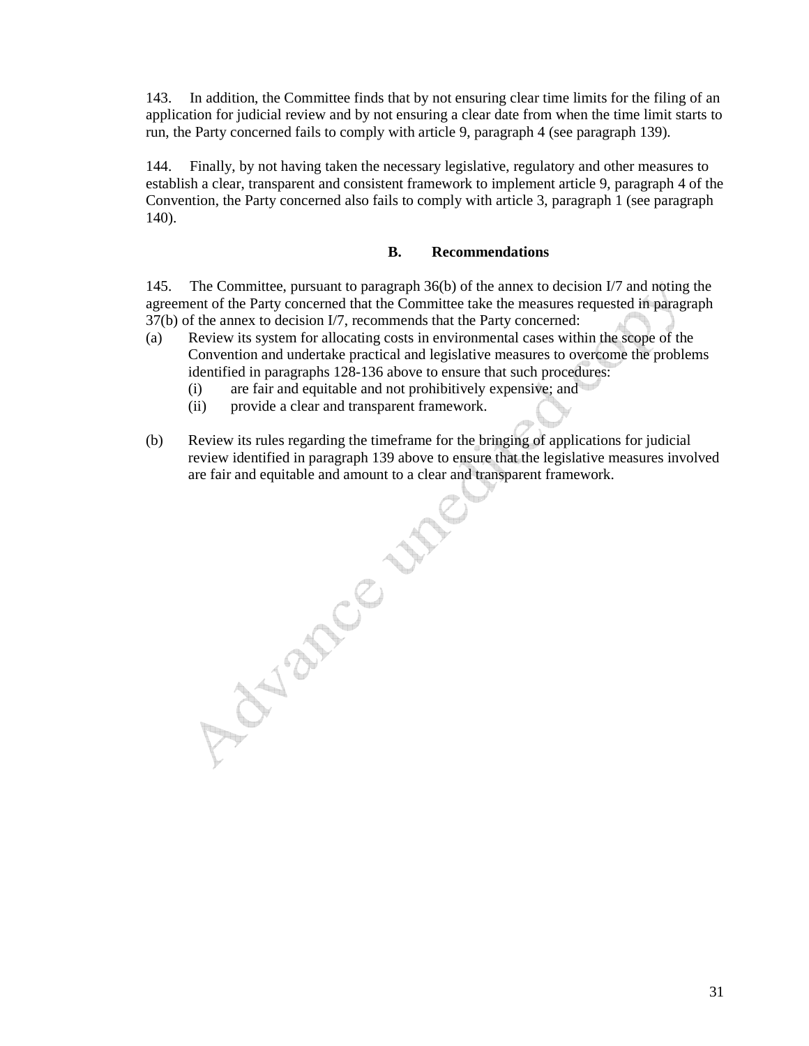143. In addition, the Committee finds that by not ensuring clear time limits for the filing of an application for judicial review and by not ensuring a clear date from when the time limit starts to run, the Party concerned fails to comply with article 9, paragraph 4 (see paragraph 139).

144. Finally, by not having taken the necessary legislative, regulatory and other measures to establish a clear, transparent and consistent framework to implement article 9, paragraph 4 of the Convention, the Party concerned also fails to comply with article 3, paragraph 1 (see paragraph 140).

### B. Recommendations

145. The Committee, pursuant to paragraph 36(b) of the annex to decision I/7 and noting the agreement of the Party concerned that the Committee take the measures requested in paragraph 37(b) of the annex to decision I/7, recommends that the Party concerned:

(a) Review its system for allocating costs in environmental cases within the scope of the Convention and undertake practical and legislative measures to overcome the problems identified in paragraphs 128-136 above to ensure that such procedures:
  - (i) are fair and equitable and not prohibitively expensive; and
  - (ii) provide a clear and transparent framework.

(b) Review its rules regarding the timeframe for the bringing of applications for judicial review identified in paragraph 139 above to ensure that the legislative measures involved are fair and equitable and amount to a clear and transparent framework.